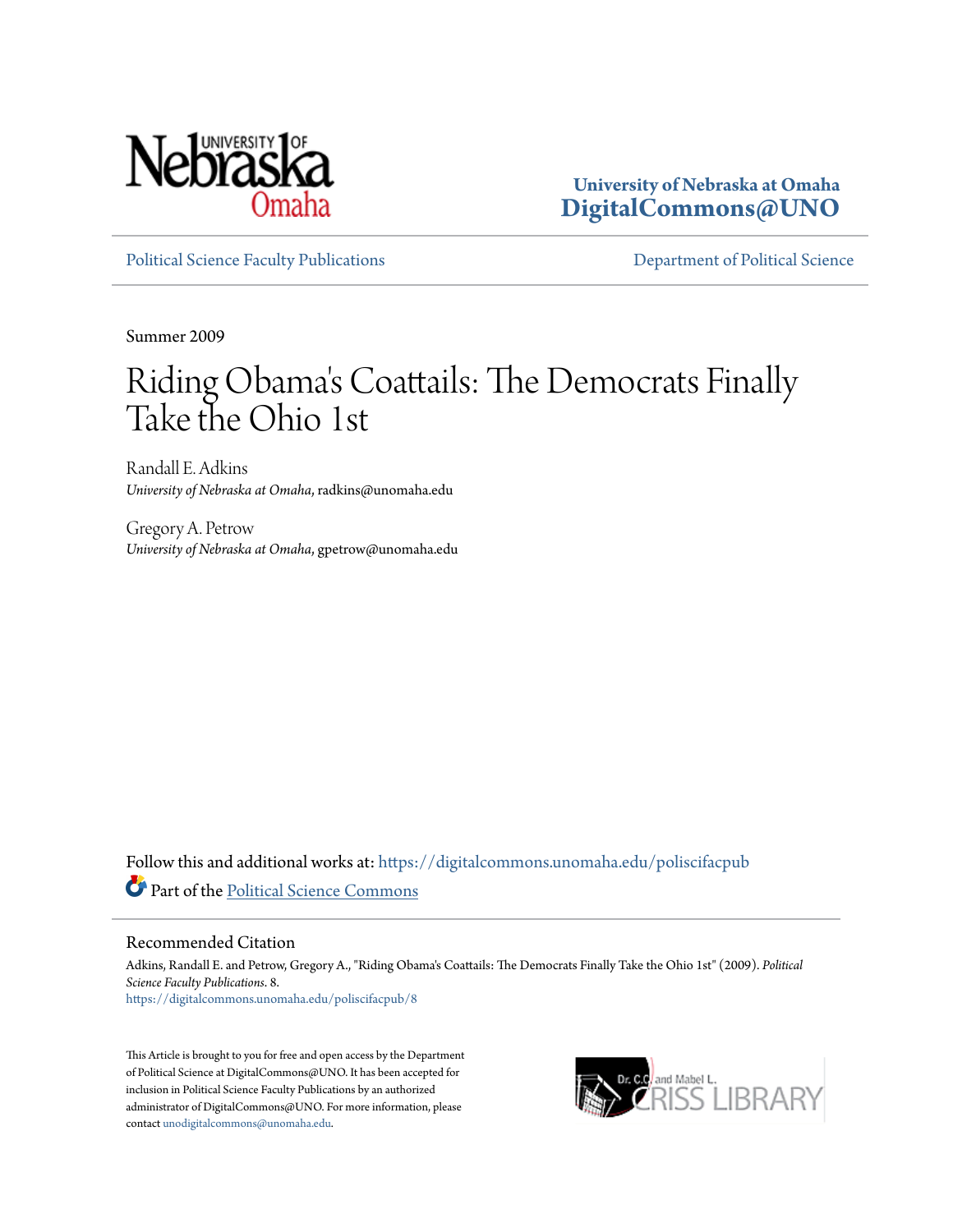University of Nebraska at Omaha
DigitalCommons@UNO

Political Science Faculty Publications | Department of Political Science

Summer 2009

# Riding Obama's Coattails: The Democrats Finally Take the Ohio 1st

Randall E. Adkins
*University of Nebraska at Omaha*, radkins@unomaha.edu

Gregory A. Petrow
*University of Nebraska at Omaha*, gpetrow@unomaha.edu

Follow this and additional works at: https://digitalcommons.unomaha.edu/poliscifacpub

Part of the Political Science Commons

## Recommended Citation

Adkins, Randall E. and Petrow, Gregory A., "Riding Obama's Coattails: The Democrats Finally Take the Ohio 1st" (2009). *Political Science Faculty Publications*. 8.
https://digitalcommons.unomaha.edu/poliscifacpub/8

This Article is brought to you for free and open access by the Department of Political Science at DigitalCommons@UNO. It has been accepted for inclusion in Political Science Faculty Publications by an authorized administrator of DigitalCommons@UNO. For more information, please contact unodigitalcommons@unomaha.edu.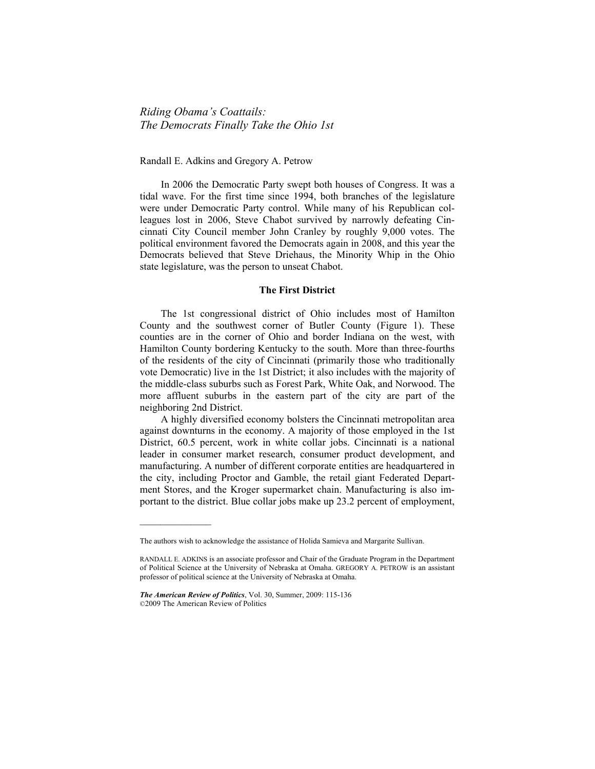*Riding Obama's Coattails:*
*The Democrats Finally Take the Ohio 1st*

Randall E. Adkins and Gregory A. Petrow

In 2006 the Democratic Party swept both houses of Congress. It was a tidal wave. For the first time since 1994, both branches of the legislature were under Democratic Party control. While many of his Republican colleagues lost in 2006, Steve Chabot survived by narrowly defeating Cincinnati City Council member John Cranley by roughly 9,000 votes. The political environment favored the Democrats again in 2008, and this year the Democrats believed that Steve Driehaus, the Minority Whip in the Ohio state legislature, was the person to unseat Chabot.

### The First District

The 1st congressional district of Ohio includes most of Hamilton County and the southwest corner of Butler County (Figure 1). These counties are in the corner of Ohio and border Indiana on the west, with Hamilton County bordering Kentucky to the south. More than three-fourths of the residents of the city of Cincinnati (primarily those who traditionally vote Democratic) live in the 1st District; it also includes with the majority of the middle-class suburbs such as Forest Park, White Oak, and Norwood. The more affluent suburbs in the eastern part of the city are part of the neighboring 2nd District.

A highly diversified economy bolsters the Cincinnati metropolitan area against downturns in the economy. A majority of those employed in the 1st District, 60.5 percent, work in white collar jobs. Cincinnati is a national leader in consumer market research, consumer product development, and manufacturing. A number of different corporate entities are headquartered in the city, including Proctor and Gamble, the retail giant Federated Department Stores, and the Kroger supermarket chain. Manufacturing is also important to the district. Blue collar jobs make up 23.2 percent of employment,

---

The authors wish to acknowledge the assistance of Holida Samieva and Margarite Sullivan.

RANDALL E. ADKINS is an associate professor and Chair of the Graduate Program in the Department of Political Science at the University of Nebraska at Omaha. GREGORY A. PETROW is an assistant professor of political science at the University of Nebraska at Omaha.

***The American Review of Politics***, Vol. 30, Summer, 2009: 115-136
©2009 The American Review of Politics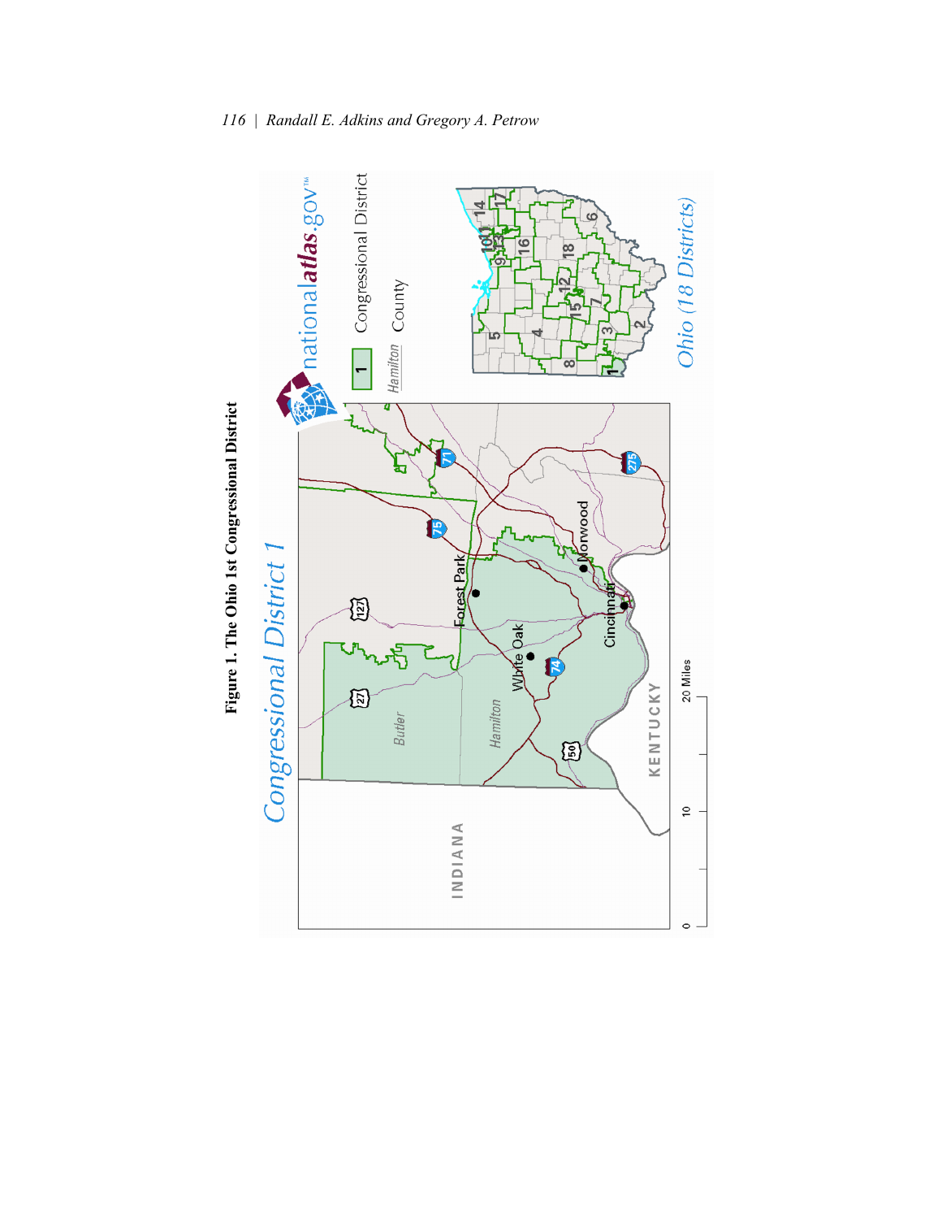**Figure 1. The Ohio 1st Congressional District**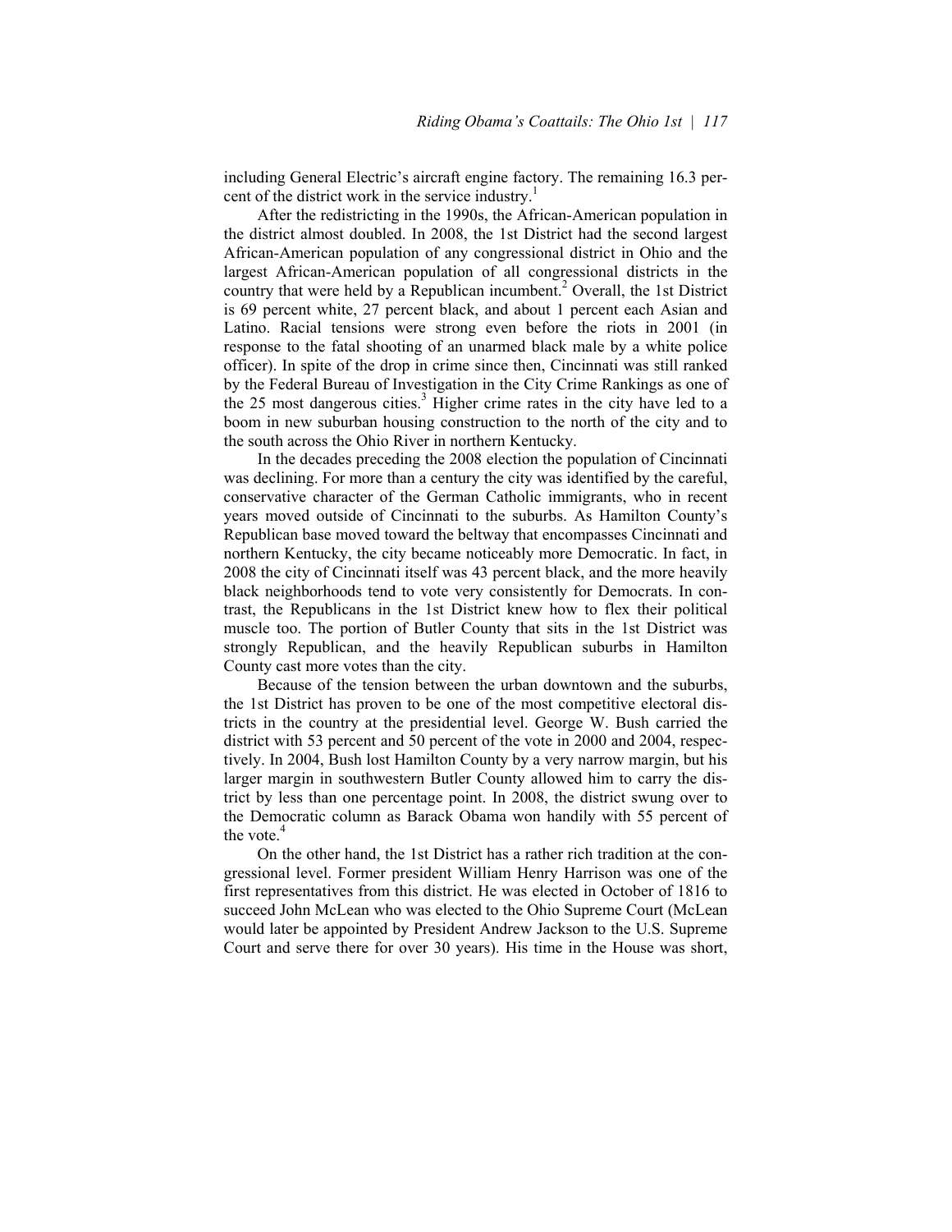including General Electric's aircraft engine factory. The remaining 16.3 percent of the district work in the service industry.[1]

After the redistricting in the 1990s, the African-American population in the district almost doubled. In 2008, the 1st District had the second largest African-American population of any congressional district in Ohio and the largest African-American population of all congressional districts in the country that were held by a Republican incumbent.[2] Overall, the 1st District is 69 percent white, 27 percent black, and about 1 percent each Asian and Latino. Racial tensions were strong even before the riots in 2001 (in response to the fatal shooting of an unarmed black male by a white police officer). In spite of the drop in crime since then, Cincinnati was still ranked by the Federal Bureau of Investigation in the City Crime Rankings as one of the 25 most dangerous cities.[3] Higher crime rates in the city have led to a boom in new suburban housing construction to the north of the city and to the south across the Ohio River in northern Kentucky.

In the decades preceding the 2008 election the population of Cincinnati was declining. For more than a century the city was identified by the careful, conservative character of the German Catholic immigrants, who in recent years moved outside of Cincinnati to the suburbs. As Hamilton County's Republican base moved toward the beltway that encompasses Cincinnati and northern Kentucky, the city became noticeably more Democratic. In fact, in 2008 the city of Cincinnati itself was 43 percent black, and the more heavily black neighborhoods tend to vote very consistently for Democrats. In contrast, the Republicans in the 1st District knew how to flex their political muscle too. The portion of Butler County that sits in the 1st District was strongly Republican, and the heavily Republican suburbs in Hamilton County cast more votes than the city.

Because of the tension between the urban downtown and the suburbs, the 1st District has proven to be one of the most competitive electoral districts in the country at the presidential level. George W. Bush carried the district with 53 percent and 50 percent of the vote in 2000 and 2004, respectively. In 2004, Bush lost Hamilton County by a very narrow margin, but his larger margin in southwestern Butler County allowed him to carry the district by less than one percentage point. In 2008, the district swung over to the Democratic column as Barack Obama won handily with 55 percent of the vote.[4]

On the other hand, the 1st District has a rather rich tradition at the congressional level. Former president William Henry Harrison was one of the first representatives from this district. He was elected in October of 1816 to succeed John McLean who was elected to the Ohio Supreme Court (McLean would later be appointed by President Andrew Jackson to the U.S. Supreme Court and serve there for over 30 years). His time in the House was short,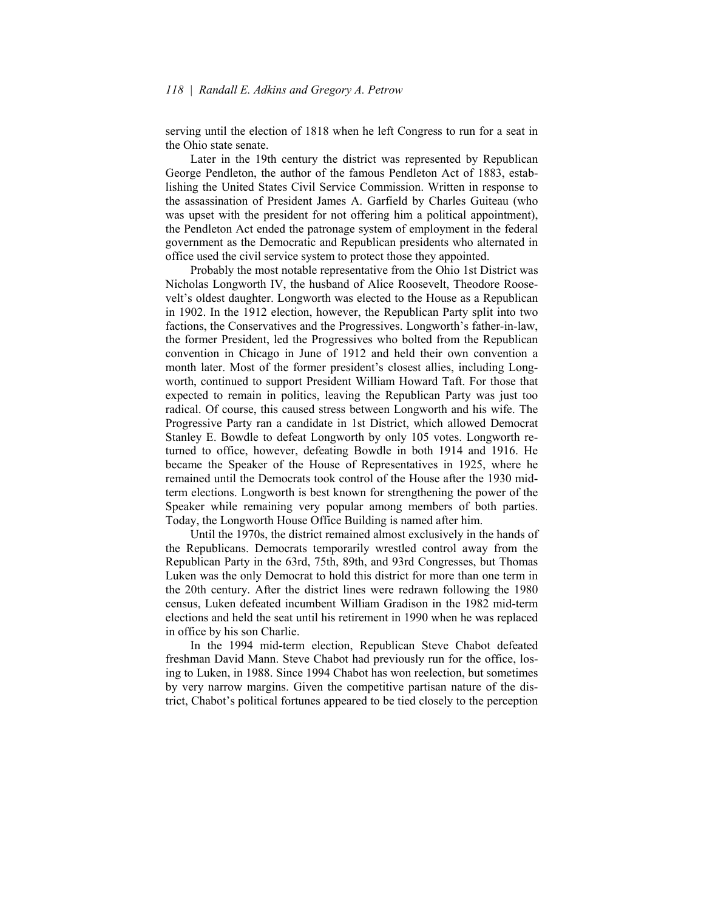serving until the election of 1818 when he left Congress to run for a seat in the Ohio state senate.

Later in the 19th century the district was represented by Republican George Pendleton, the author of the famous Pendleton Act of 1883, establishing the United States Civil Service Commission. Written in response to the assassination of President James A. Garfield by Charles Guiteau (who was upset with the president for not offering him a political appointment), the Pendleton Act ended the patronage system of employment in the federal government as the Democratic and Republican presidents who alternated in office used the civil service system to protect those they appointed.

Probably the most notable representative from the Ohio 1st District was Nicholas Longworth IV, the husband of Alice Roosevelt, Theodore Roosevelt's oldest daughter. Longworth was elected to the House as a Republican in 1902. In the 1912 election, however, the Republican Party split into two factions, the Conservatives and the Progressives. Longworth's father-in-law, the former President, led the Progressives who bolted from the Republican convention in Chicago in June of 1912 and held their own convention a month later. Most of the former president's closest allies, including Longworth, continued to support President William Howard Taft. For those that expected to remain in politics, leaving the Republican Party was just too radical. Of course, this caused stress between Longworth and his wife. The Progressive Party ran a candidate in 1st District, which allowed Democrat Stanley E. Bowdle to defeat Longworth by only 105 votes. Longworth returned to office, however, defeating Bowdle in both 1914 and 1916. He became the Speaker of the House of Representatives in 1925, where he remained until the Democrats took control of the House after the 1930 midterm elections. Longworth is best known for strengthening the power of the Speaker while remaining very popular among members of both parties. Today, the Longworth House Office Building is named after him.

Until the 1970s, the district remained almost exclusively in the hands of the Republicans. Democrats temporarily wrestled control away from the Republican Party in the 63rd, 75th, 89th, and 93rd Congresses, but Thomas Luken was the only Democrat to hold this district for more than one term in the 20th century. After the district lines were redrawn following the 1980 census, Luken defeated incumbent William Gradison in the 1982 mid-term elections and held the seat until his retirement in 1990 when he was replaced in office by his son Charlie.

In the 1994 mid-term election, Republican Steve Chabot defeated freshman David Mann. Steve Chabot had previously run for the office, losing to Luken, in 1988. Since 1994 Chabot has won reelection, but sometimes by very narrow margins. Given the competitive partisan nature of the district, Chabot's political fortunes appeared to be tied closely to the perception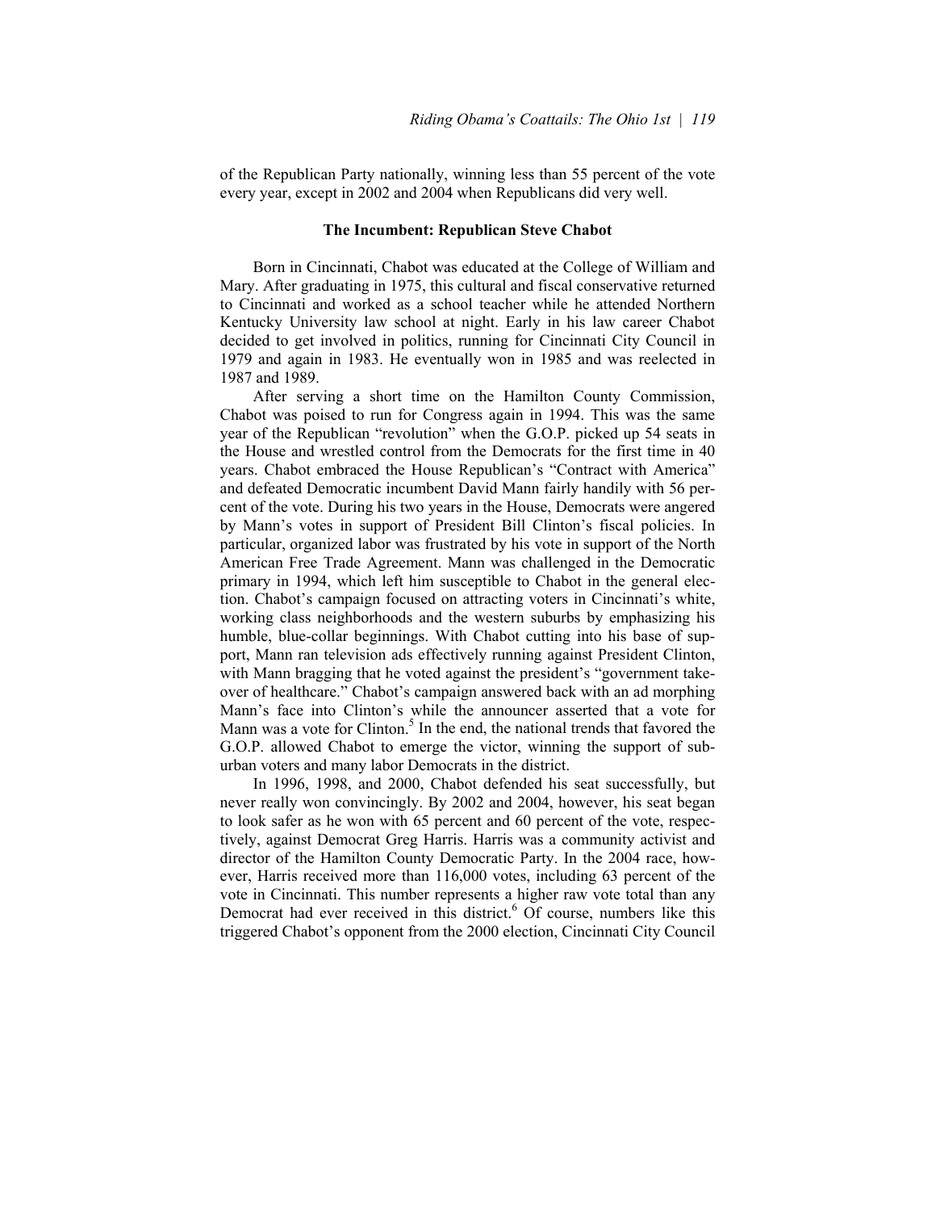of the Republican Party nationally, winning less than 55 percent of the vote every year, except in 2002 and 2004 when Republicans did very well.

### The Incumbent: Republican Steve Chabot

Born in Cincinnati, Chabot was educated at the College of William and Mary. After graduating in 1975, this cultural and fiscal conservative returned to Cincinnati and worked as a school teacher while he attended Northern Kentucky University law school at night. Early in his law career Chabot decided to get involved in politics, running for Cincinnati City Council in 1979 and again in 1983. He eventually won in 1985 and was reelected in 1987 and 1989.

After serving a short time on the Hamilton County Commission, Chabot was poised to run for Congress again in 1994. This was the same year of the Republican "revolution" when the G.O.P. picked up 54 seats in the House and wrestled control from the Democrats for the first time in 40 years. Chabot embraced the House Republican's "Contract with America" and defeated Democratic incumbent David Mann fairly handily with 56 percent of the vote. During his two years in the House, Democrats were angered by Mann's votes in support of President Bill Clinton's fiscal policies. In particular, organized labor was frustrated by his vote in support of the North American Free Trade Agreement. Mann was challenged in the Democratic primary in 1994, which left him susceptible to Chabot in the general election. Chabot's campaign focused on attracting voters in Cincinnati's white, working class neighborhoods and the western suburbs by emphasizing his humble, blue-collar beginnings. With Chabot cutting into his base of support, Mann ran television ads effectively running against President Clinton, with Mann bragging that he voted against the president's "government takeover of healthcare." Chabot's campaign answered back with an ad morphing Mann's face into Clinton's while the announcer asserted that a vote for Mann was a vote for Clinton.[5] In the end, the national trends that favored the G.O.P. allowed Chabot to emerge the victor, winning the support of suburban voters and many labor Democrats in the district.

In 1996, 1998, and 2000, Chabot defended his seat successfully, but never really won convincingly. By 2002 and 2004, however, his seat began to look safer as he won with 65 percent and 60 percent of the vote, respectively, against Democrat Greg Harris. Harris was a community activist and director of the Hamilton County Democratic Party. In the 2004 race, however, Harris received more than 116,000 votes, including 63 percent of the vote in Cincinnati. This number represents a higher raw vote total than any Democrat had ever received in this district.[6] Of course, numbers like this triggered Chabot's opponent from the 2000 election, Cincinnati City Council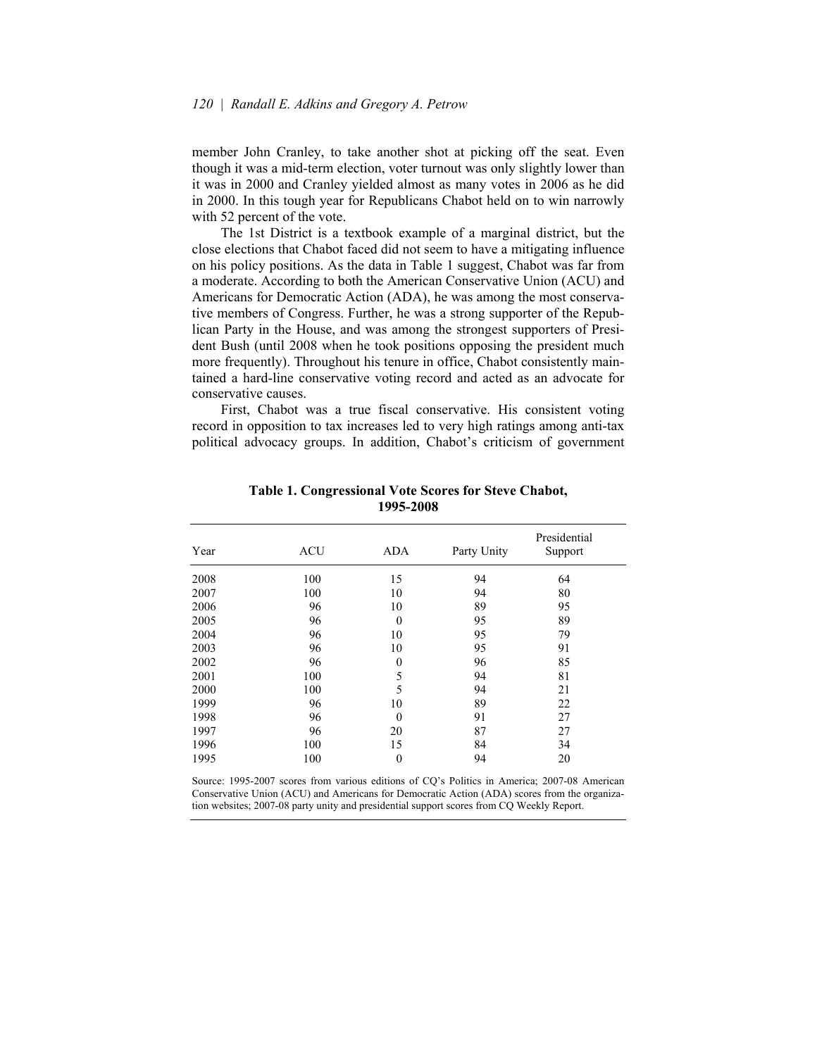member John Cranley, to take another shot at picking off the seat. Even though it was a mid-term election, voter turnout was only slightly lower than it was in 2000 and Cranley yielded almost as many votes in 2006 as he did in 2000. In this tough year for Republicans Chabot held on to win narrowly with 52 percent of the vote.

The 1st District is a textbook example of a marginal district, but the close elections that Chabot faced did not seem to have a mitigating influence on his policy positions. As the data in Table 1 suggest, Chabot was far from a moderate. According to both the American Conservative Union (ACU) and Americans for Democratic Action (ADA), he was among the most conservative members of Congress. Further, he was a strong supporter of the Republican Party in the House, and was among the strongest supporters of President Bush (until 2008 when he took positions opposing the president much more frequently). Throughout his tenure in office, Chabot consistently maintained a hard-line conservative voting record and acted as an advocate for conservative causes.

First, Chabot was a true fiscal conservative. His consistent voting record in opposition to tax increases led to very high ratings among anti-tax political advocacy groups. In addition, Chabot's criticism of government

**Table 1. Congressional Vote Scores for Steve Chabot, 1995-2008**

| Year | ACU | ADA | Party Unity | Presidential Support |
|---|---|---|---|---|
| 2008 | 100 | 15 | 94 | 64 |
| 2007 | 100 | 10 | 94 | 80 |
| 2006 | 96 | 10 | 89 | 95 |
| 2005 | 96 | 0 | 95 | 89 |
| 2004 | 96 | 10 | 95 | 79 |
| 2003 | 96 | 10 | 95 | 91 |
| 2002 | 96 | 0 | 96 | 85 |
| 2001 | 100 | 5 | 94 | 81 |
| 2000 | 100 | 5 | 94 | 21 |
| 1999 | 96 | 10 | 89 | 22 |
| 1998 | 96 | 0 | 91 | 27 |
| 1997 | 96 | 20 | 87 | 27 |
| 1996 | 100 | 15 | 84 | 34 |
| 1995 | 100 | 0 | 94 | 20 |

Source: 1995-2007 scores from various editions of CQ's Politics in America; 2007-08 American Conservative Union (ACU) and Americans for Democratic Action (ADA) scores from the organization websites; 2007-08 party unity and presidential support scores from CQ Weekly Report.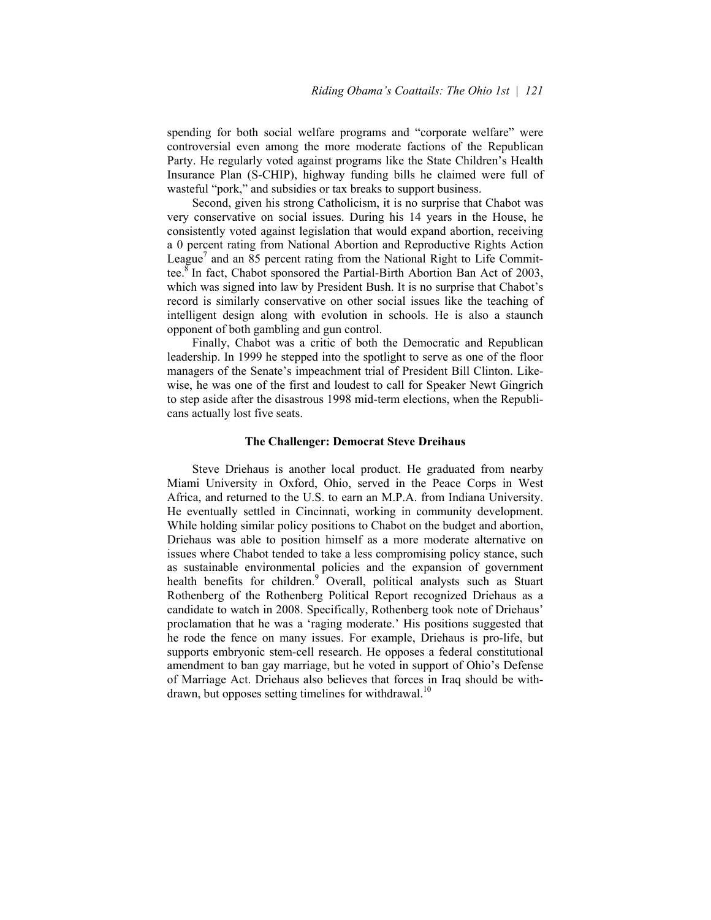spending for both social welfare programs and "corporate welfare" were controversial even among the more moderate factions of the Republican Party. He regularly voted against programs like the State Children's Health Insurance Plan (S-CHIP), highway funding bills he claimed were full of wasteful "pork," and subsidies or tax breaks to support business.

Second, given his strong Catholicism, it is no surprise that Chabot was very conservative on social issues. During his 14 years in the House, he consistently voted against legislation that would expand abortion, receiving a 0 percent rating from National Abortion and Reproductive Rights Action League[7] and an 85 percent rating from the National Right to Life Committee.[8] In fact, Chabot sponsored the Partial-Birth Abortion Ban Act of 2003, which was signed into law by President Bush. It is no surprise that Chabot's record is similarly conservative on other social issues like the teaching of intelligent design along with evolution in schools. He is also a staunch opponent of both gambling and gun control.

Finally, Chabot was a critic of both the Democratic and Republican leadership. In 1999 he stepped into the spotlight to serve as one of the floor managers of the Senate's impeachment trial of President Bill Clinton. Likewise, he was one of the first and loudest to call for Speaker Newt Gingrich to step aside after the disastrous 1998 mid-term elections, when the Republicans actually lost five seats.

**The Challenger: Democrat Steve Dreihaus**

Steve Driehaus is another local product. He graduated from nearby Miami University in Oxford, Ohio, served in the Peace Corps in West Africa, and returned to the U.S. to earn an M.P.A. from Indiana University. He eventually settled in Cincinnati, working in community development. While holding similar policy positions to Chabot on the budget and abortion, Driehaus was able to position himself as a more moderate alternative on issues where Chabot tended to take a less compromising policy stance, such as sustainable environmental policies and the expansion of government health benefits for children.[9] Overall, political analysts such as Stuart Rothenberg of the Rothenberg Political Report recognized Driehaus as a candidate to watch in 2008. Specifically, Rothenberg took note of Driehaus' proclamation that he was a 'raging moderate.' His positions suggested that he rode the fence on many issues. For example, Driehaus is pro-life, but supports embryonic stem-cell research. He opposes a federal constitutional amendment to ban gay marriage, but he voted in support of Ohio's Defense of Marriage Act. Driehaus also believes that forces in Iraq should be withdrawn, but opposes setting timelines for withdrawal.[10]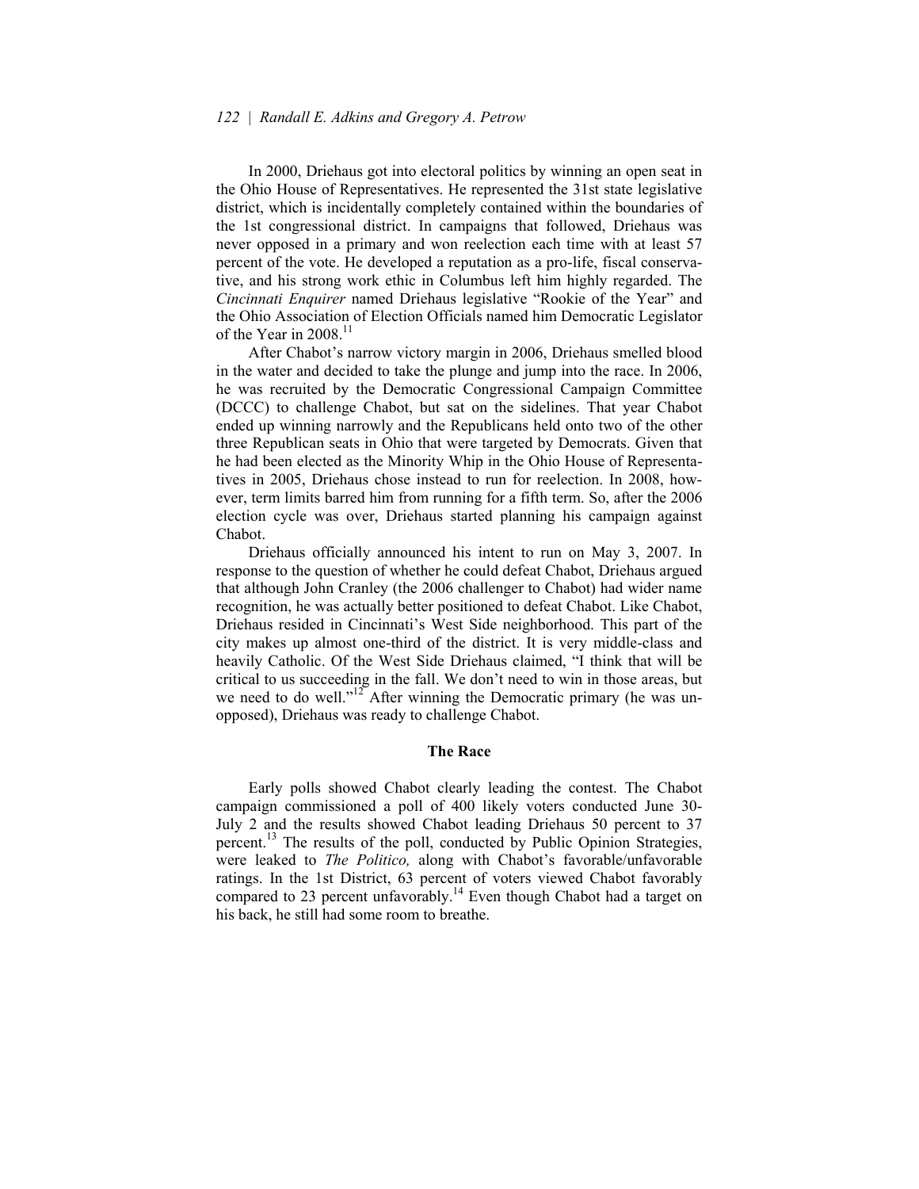In 2000, Driehaus got into electoral politics by winning an open seat in the Ohio House of Representatives. He represented the 31st state legislative district, which is incidentally completely contained within the boundaries of the 1st congressional district. In campaigns that followed, Driehaus was never opposed in a primary and won reelection each time with at least 57 percent of the vote. He developed a reputation as a pro-life, fiscal conservative, and his strong work ethic in Columbus left him highly regarded. The *Cincinnati Enquirer* named Driehaus legislative "Rookie of the Year" and the Ohio Association of Election Officials named him Democratic Legislator of the Year in 2008.[11]

After Chabot's narrow victory margin in 2006, Driehaus smelled blood in the water and decided to take the plunge and jump into the race. In 2006, he was recruited by the Democratic Congressional Campaign Committee (DCCC) to challenge Chabot, but sat on the sidelines. That year Chabot ended up winning narrowly and the Republicans held onto two of the other three Republican seats in Ohio that were targeted by Democrats. Given that he had been elected as the Minority Whip in the Ohio House of Representatives in 2005, Driehaus chose instead to run for reelection. In 2008, however, term limits barred him from running for a fifth term. So, after the 2006 election cycle was over, Driehaus started planning his campaign against Chabot.

Driehaus officially announced his intent to run on May 3, 2007. In response to the question of whether he could defeat Chabot, Driehaus argued that although John Cranley (the 2006 challenger to Chabot) had wider name recognition, he was actually better positioned to defeat Chabot. Like Chabot, Driehaus resided in Cincinnati's West Side neighborhood. This part of the city makes up almost one-third of the district. It is very middle-class and heavily Catholic. Of the West Side Driehaus claimed, "I think that will be critical to us succeeding in the fall. We don't need to win in those areas, but we need to do well."[12] After winning the Democratic primary (he was unopposed), Driehaus was ready to challenge Chabot.

## The Race

Early polls showed Chabot clearly leading the contest. The Chabot campaign commissioned a poll of 400 likely voters conducted June 30-July 2 and the results showed Chabot leading Driehaus 50 percent to 37 percent.[13] The results of the poll, conducted by Public Opinion Strategies, were leaked to *The Politico,* along with Chabot's favorable/unfavorable ratings. In the 1st District, 63 percent of voters viewed Chabot favorably compared to 23 percent unfavorably.[14] Even though Chabot had a target on his back, he still had some room to breathe.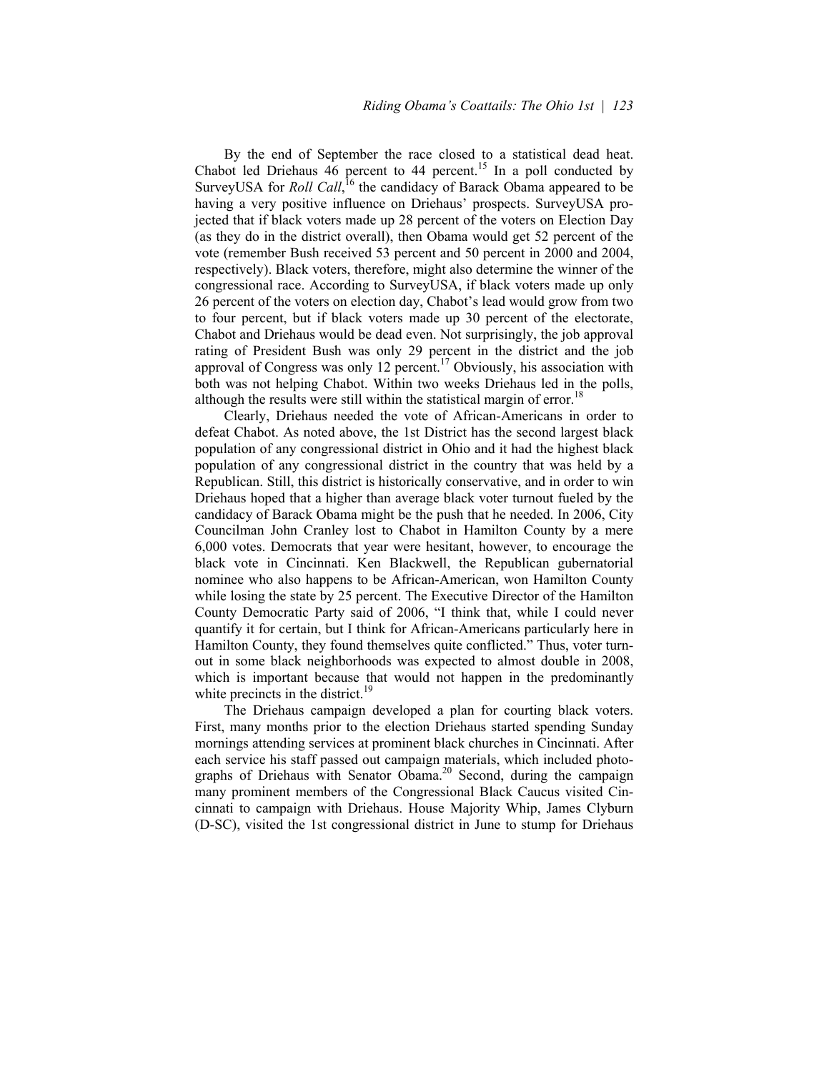By the end of September the race closed to a statistical dead heat. Chabot led Driehaus 46 percent to 44 percent.[15] In a poll conducted by SurveyUSA for *Roll Call*,[16] the candidacy of Barack Obama appeared to be having a very positive influence on Driehaus' prospects. SurveyUSA projected that if black voters made up 28 percent of the voters on Election Day (as they do in the district overall), then Obama would get 52 percent of the vote (remember Bush received 53 percent and 50 percent in 2000 and 2004, respectively). Black voters, therefore, might also determine the winner of the congressional race. According to SurveyUSA, if black voters made up only 26 percent of the voters on election day, Chabot's lead would grow from two to four percent, but if black voters made up 30 percent of the electorate, Chabot and Driehaus would be dead even. Not surprisingly, the job approval rating of President Bush was only 29 percent in the district and the job approval of Congress was only 12 percent.[17] Obviously, his association with both was not helping Chabot. Within two weeks Driehaus led in the polls, although the results were still within the statistical margin of error.[18]

Clearly, Driehaus needed the vote of African-Americans in order to defeat Chabot. As noted above, the 1st District has the second largest black population of any congressional district in Ohio and it had the highest black population of any congressional district in the country that was held by a Republican. Still, this district is historically conservative, and in order to win Driehaus hoped that a higher than average black voter turnout fueled by the candidacy of Barack Obama might be the push that he needed. In 2006, City Councilman John Cranley lost to Chabot in Hamilton County by a mere 6,000 votes. Democrats that year were hesitant, however, to encourage the black vote in Cincinnati. Ken Blackwell, the Republican gubernatorial nominee who also happens to be African-American, won Hamilton County while losing the state by 25 percent. The Executive Director of the Hamilton County Democratic Party said of 2006, "I think that, while I could never quantify it for certain, but I think for African-Americans particularly here in Hamilton County, they found themselves quite conflicted." Thus, voter turnout in some black neighborhoods was expected to almost double in 2008, which is important because that would not happen in the predominantly white precincts in the district.[19]

The Driehaus campaign developed a plan for courting black voters. First, many months prior to the election Driehaus started spending Sunday mornings attending services at prominent black churches in Cincinnati. After each service his staff passed out campaign materials, which included photographs of Driehaus with Senator Obama.[20] Second, during the campaign many prominent members of the Congressional Black Caucus visited Cincinnati to campaign with Driehaus. House Majority Whip, James Clyburn (D-SC), visited the 1st congressional district in June to stump for Driehaus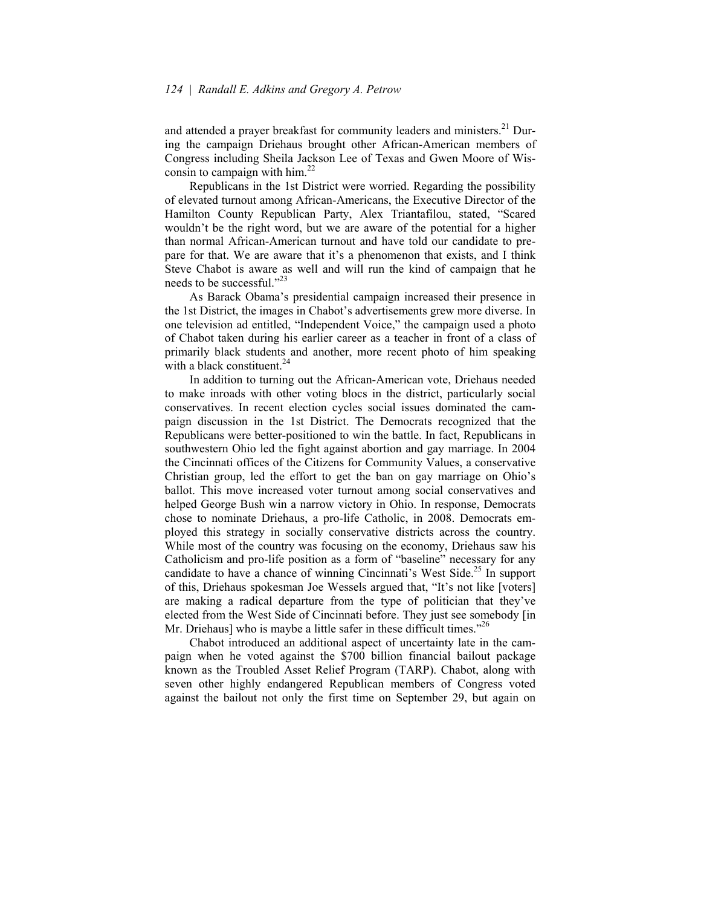and attended a prayer breakfast for community leaders and ministers.[21] During the campaign Driehaus brought other African-American members of Congress including Sheila Jackson Lee of Texas and Gwen Moore of Wisconsin to campaign with him.[22]

Republicans in the 1st District were worried. Regarding the possibility of elevated turnout among African-Americans, the Executive Director of the Hamilton County Republican Party, Alex Triantafilou, stated, "Scared wouldn't be the right word, but we are aware of the potential for a higher than normal African-American turnout and have told our candidate to prepare for that. We are aware that it's a phenomenon that exists, and I think Steve Chabot is aware as well and will run the kind of campaign that he needs to be successful."[23]

As Barack Obama's presidential campaign increased their presence in the 1st District, the images in Chabot's advertisements grew more diverse. In one television ad entitled, "Independent Voice," the campaign used a photo of Chabot taken during his earlier career as a teacher in front of a class of primarily black students and another, more recent photo of him speaking with a black constituent.[24]

In addition to turning out the African-American vote, Driehaus needed to make inroads with other voting blocs in the district, particularly social conservatives. In recent election cycles social issues dominated the campaign discussion in the 1st District. The Democrats recognized that the Republicans were better-positioned to win the battle. In fact, Republicans in southwestern Ohio led the fight against abortion and gay marriage. In 2004 the Cincinnati offices of the Citizens for Community Values, a conservative Christian group, led the effort to get the ban on gay marriage on Ohio's ballot. This move increased voter turnout among social conservatives and helped George Bush win a narrow victory in Ohio. In response, Democrats chose to nominate Driehaus, a pro-life Catholic, in 2008. Democrats employed this strategy in socially conservative districts across the country. While most of the country was focusing on the economy, Driehaus saw his Catholicism and pro-life position as a form of "baseline" necessary for any candidate to have a chance of winning Cincinnati's West Side.[25] In support of this, Driehaus spokesman Joe Wessels argued that, "It's not like [voters] are making a radical departure from the type of politician that they've elected from the West Side of Cincinnati before. They just see somebody [in Mr. Driehaus] who is maybe a little safer in these difficult times."[26]

Chabot introduced an additional aspect of uncertainty late in the campaign when he voted against the $700 billion financial bailout package known as the Troubled Asset Relief Program (TARP). Chabot, along with seven other highly endangered Republican members of Congress voted against the bailout not only the first time on September 29, but again on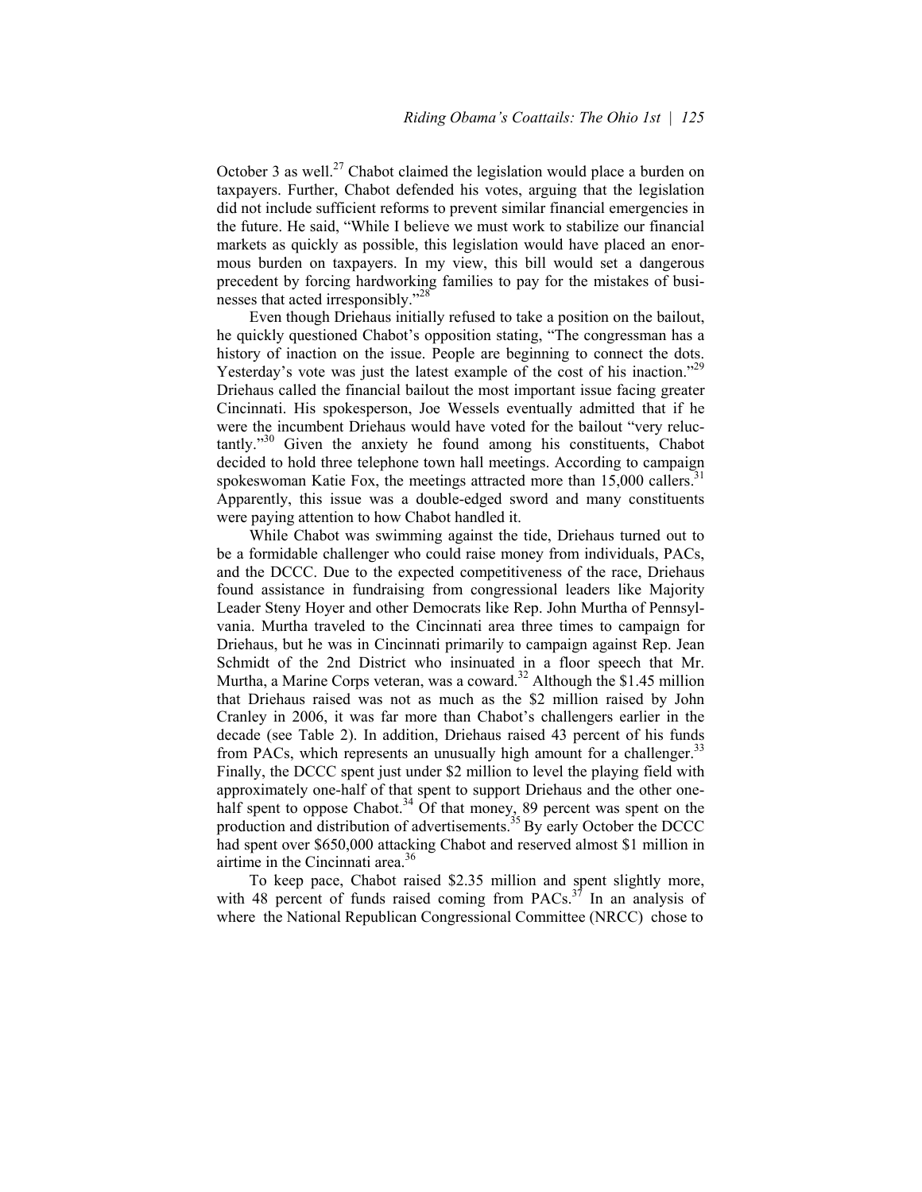October 3 as well.[27] Chabot claimed the legislation would place a burden on taxpayers. Further, Chabot defended his votes, arguing that the legislation did not include sufficient reforms to prevent similar financial emergencies in the future. He said, "While I believe we must work to stabilize our financial markets as quickly as possible, this legislation would have placed an enormous burden on taxpayers. In my view, this bill would set a dangerous precedent by forcing hardworking families to pay for the mistakes of businesses that acted irresponsibly."[28]

Even though Driehaus initially refused to take a position on the bailout, he quickly questioned Chabot's opposition stating, "The congressman has a history of inaction on the issue. People are beginning to connect the dots. Yesterday's vote was just the latest example of the cost of his inaction."[29] Driehaus called the financial bailout the most important issue facing greater Cincinnati. His spokesperson, Joe Wessels eventually admitted that if he were the incumbent Driehaus would have voted for the bailout "very reluctantly."[30] Given the anxiety he found among his constituents, Chabot decided to hold three telephone town hall meetings. According to campaign spokeswoman Katie Fox, the meetings attracted more than 15,000 callers.[31] Apparently, this issue was a double-edged sword and many constituents were paying attention to how Chabot handled it.

While Chabot was swimming against the tide, Driehaus turned out to be a formidable challenger who could raise money from individuals, PACs, and the DCCC. Due to the expected competitiveness of the race, Driehaus found assistance in fundraising from congressional leaders like Majority Leader Steny Hoyer and other Democrats like Rep. John Murtha of Pennsylvania. Murtha traveled to the Cincinnati area three times to campaign for Driehaus, but he was in Cincinnati primarily to campaign against Rep. Jean Schmidt of the 2nd District who insinuated in a floor speech that Mr. Murtha, a Marine Corps veteran, was a coward.[32] Although the \$1.45 million that Driehaus raised was not as much as the \$2 million raised by John Cranley in 2006, it was far more than Chabot's challengers earlier in the decade (see Table 2). In addition, Driehaus raised 43 percent of his funds from PACs, which represents an unusually high amount for a challenger.[33] Finally, the DCCC spent just under \$2 million to level the playing field with approximately one-half of that spent to support Driehaus and the other one-half spent to oppose Chabot.[34] Of that money, 89 percent was spent on the production and distribution of advertisements.[35] By early October the DCCC had spent over \$650,000 attacking Chabot and reserved almost \$1 million in airtime in the Cincinnati area.[36]

To keep pace, Chabot raised \$2.35 million and spent slightly more, with 48 percent of funds raised coming from PACs.[37] In an analysis of where the National Republican Congressional Committee (NRCC) chose to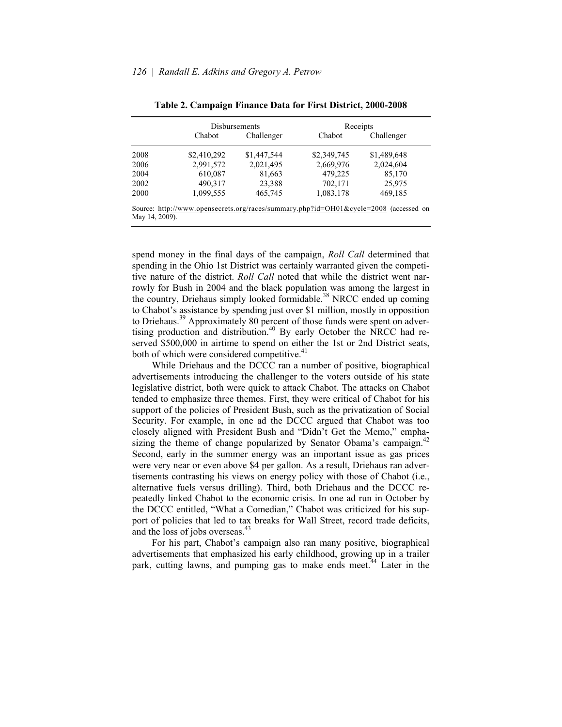**Table 2. Campaign Finance Data for First District, 2000-2008**

| | Disbursements | | Receipts | |
|---|---|---|---|---|
| | Chabot | Challenger | Chabot | Challenger |
| 2008 | $2,410,292 | $1,447,544 | $2,349,745 | $1,489,648 |
| 2006 | 2,991,572 | 2,021,495 | 2,669,976 | 2,024,604 |
| 2004 | 610,087 | 81,663 | 479,225 | 85,170 |
| 2002 | 490,317 | 23,388 | 702,171 | 25,975 |
| 2000 | 1,099,555 | 465,745 | 1,083,178 | 469,185 |

Source: http://www.opensecrets.org/races/summary.php?id=OH01&cycle=2008 (accessed on May 14, 2009).

spend money in the final days of the campaign, *Roll Call* determined that spending in the Ohio 1st District was certainly warranted given the competitive nature of the district. *Roll Call* noted that while the district went narrowly for Bush in 2004 and the black population was among the largest in the country, Driehaus simply looked formidable.[38] NRCC ended up coming to Chabot's assistance by spending just over $1 million, mostly in opposition to Driehaus.[39] Approximately 80 percent of those funds were spent on advertising production and distribution.[40] By early October the NRCC had reserved $500,000 in airtime to spend on either the 1st or 2nd District seats, both of which were considered competitive.[41]

While Driehaus and the DCCC ran a number of positive, biographical advertisements introducing the challenger to the voters outside of his state legislative district, both were quick to attack Chabot. The attacks on Chabot tended to emphasize three themes. First, they were critical of Chabot for his support of the policies of President Bush, such as the privatization of Social Security. For example, in one ad the DCCC argued that Chabot was too closely aligned with President Bush and "Didn't Get the Memo," emphasizing the theme of change popularized by Senator Obama's campaign.[42] Second, early in the summer energy was an important issue as gas prices were very near or even above $4 per gallon. As a result, Driehaus ran advertisements contrasting his views on energy policy with those of Chabot (i.e., alternative fuels versus drilling). Third, both Driehaus and the DCCC repeatedly linked Chabot to the economic crisis. In one ad run in October by the DCCC entitled, "What a Comedian," Chabot was criticized for his support of policies that led to tax breaks for Wall Street, record trade deficits, and the loss of jobs overseas.[43]

For his part, Chabot's campaign also ran many positive, biographical advertisements that emphasized his early childhood, growing up in a trailer park, cutting lawns, and pumping gas to make ends meet.[44] Later in the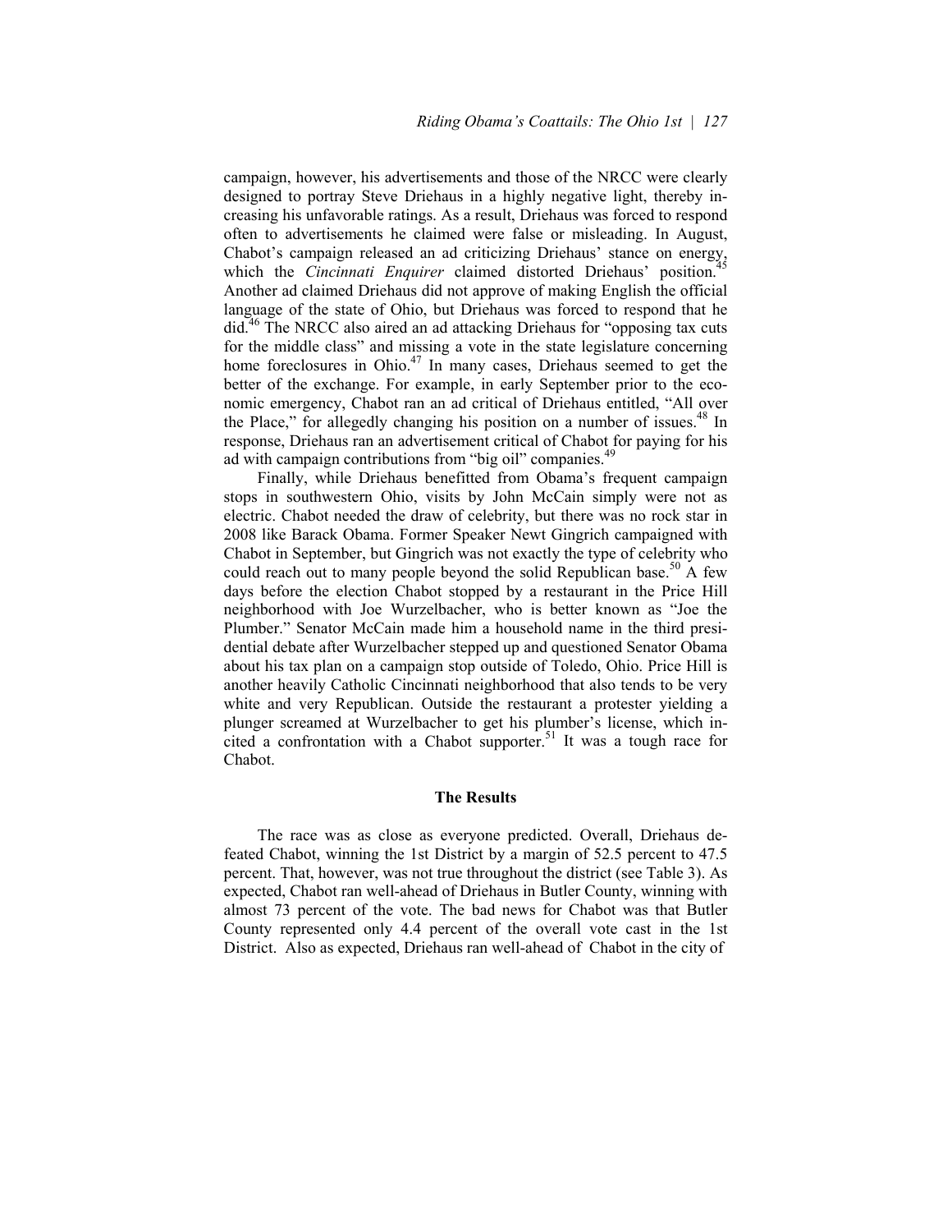campaign, however, his advertisements and those of the NRCC were clearly designed to portray Steve Driehaus in a highly negative light, thereby increasing his unfavorable ratings. As a result, Driehaus was forced to respond often to advertisements he claimed were false or misleading. In August, Chabot's campaign released an ad criticizing Driehaus' stance on energy, which the *Cincinnati Enquirer* claimed distorted Driehaus' position.[45] Another ad claimed Driehaus did not approve of making English the official language of the state of Ohio, but Driehaus was forced to respond that he did.[46] The NRCC also aired an ad attacking Driehaus for "opposing tax cuts for the middle class" and missing a vote in the state legislature concerning home foreclosures in Ohio.[47] In many cases, Driehaus seemed to get the better of the exchange. For example, in early September prior to the economic emergency, Chabot ran an ad critical of Driehaus entitled, "All over the Place," for allegedly changing his position on a number of issues.[48] In response, Driehaus ran an advertisement critical of Chabot for paying for his ad with campaign contributions from "big oil" companies.[49]

Finally, while Driehaus benefitted from Obama's frequent campaign stops in southwestern Ohio, visits by John McCain simply were not as electric. Chabot needed the draw of celebrity, but there was no rock star in 2008 like Barack Obama. Former Speaker Newt Gingrich campaigned with Chabot in September, but Gingrich was not exactly the type of celebrity who could reach out to many people beyond the solid Republican base.[50] A few days before the election Chabot stopped by a restaurant in the Price Hill neighborhood with Joe Wurzelbacher, who is better known as "Joe the Plumber." Senator McCain made him a household name in the third presidential debate after Wurzelbacher stepped up and questioned Senator Obama about his tax plan on a campaign stop outside of Toledo, Ohio. Price Hill is another heavily Catholic Cincinnati neighborhood that also tends to be very white and very Republican. Outside the restaurant a protester yielding a plunger screamed at Wurzelbacher to get his plumber's license, which incited a confrontation with a Chabot supporter.[51] It was a tough race for Chabot.

## The Results

The race was as close as everyone predicted. Overall, Driehaus defeated Chabot, winning the 1st District by a margin of 52.5 percent to 47.5 percent. That, however, was not true throughout the district (see Table 3). As expected, Chabot ran well-ahead of Driehaus in Butler County, winning with almost 73 percent of the vote. The bad news for Chabot was that Butler County represented only 4.4 percent of the overall vote cast in the 1st District. Also as expected, Driehaus ran well-ahead of Chabot in the city of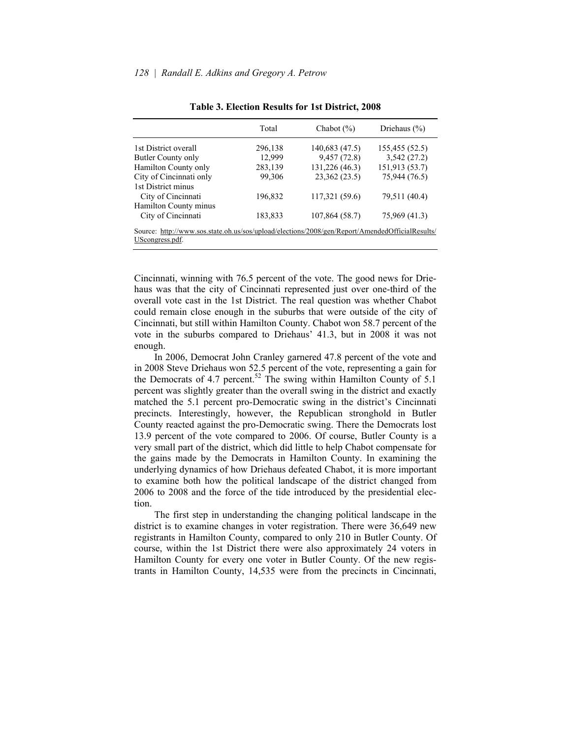**Table 3. Election Results for 1st District, 2008**

| | Total | Chabot (%) | Driehaus (%) |
|---|---|---|---|
| 1st District overall | 296,138 | 140,683 (47.5) | 155,455 (52.5) |
| Butler County only | 12,999 | 9,457 (72.8) | 3,542 (27.2) |
| Hamilton County only | 283,139 | 131,226 (46.3) | 151,913 (53.7) |
| City of Cincinnati only | 99,306 | 23,362 (23.5) | 75,944 (76.5) |
| 1st District minus City of Cincinnati | 196,832 | 117,321 (59.6) | 79,511 (40.4) |
| Hamilton County minus City of Cincinnati | 183,833 | 107,864 (58.7) | 75,969 (41.3) |

Source: http://www.sos.state.oh.us/sos/upload/elections/2008/gen/Report/AmendedOfficialResults/UScongress.pdf.

Cincinnati, winning with 76.5 percent of the vote. The good news for Driehaus was that the city of Cincinnati represented just over one-third of the overall vote cast in the 1st District. The real question was whether Chabot could remain close enough in the suburbs that were outside of the city of Cincinnati, but still within Hamilton County. Chabot won 58.7 percent of the vote in the suburbs compared to Driehaus' 41.3, but in 2008 it was not enough.

In 2006, Democrat John Cranley garnered 47.8 percent of the vote and in 2008 Steve Driehaus won 52.5 percent of the vote, representing a gain for the Democrats of 4.7 percent.[52] The swing within Hamilton County of 5.1 percent was slightly greater than the overall swing in the district and exactly matched the 5.1 percent pro-Democratic swing in the district's Cincinnati precincts. Interestingly, however, the Republican stronghold in Butler County reacted against the pro-Democratic swing. There the Democrats lost 13.9 percent of the vote compared to 2006. Of course, Butler County is a very small part of the district, which did little to help Chabot compensate for the gains made by the Democrats in Hamilton County. In examining the underlying dynamics of how Driehaus defeated Chabot, it is more important to examine both how the political landscape of the district changed from 2006 to 2008 and the force of the tide introduced by the presidential election.

The first step in understanding the changing political landscape in the district is to examine changes in voter registration. There were 36,649 new registrants in Hamilton County, compared to only 210 in Butler County. Of course, within the 1st District there were also approximately 24 voters in Hamilton County for every one voter in Butler County. Of the new registrants in Hamilton County, 14,535 were from the precincts in Cincinnati,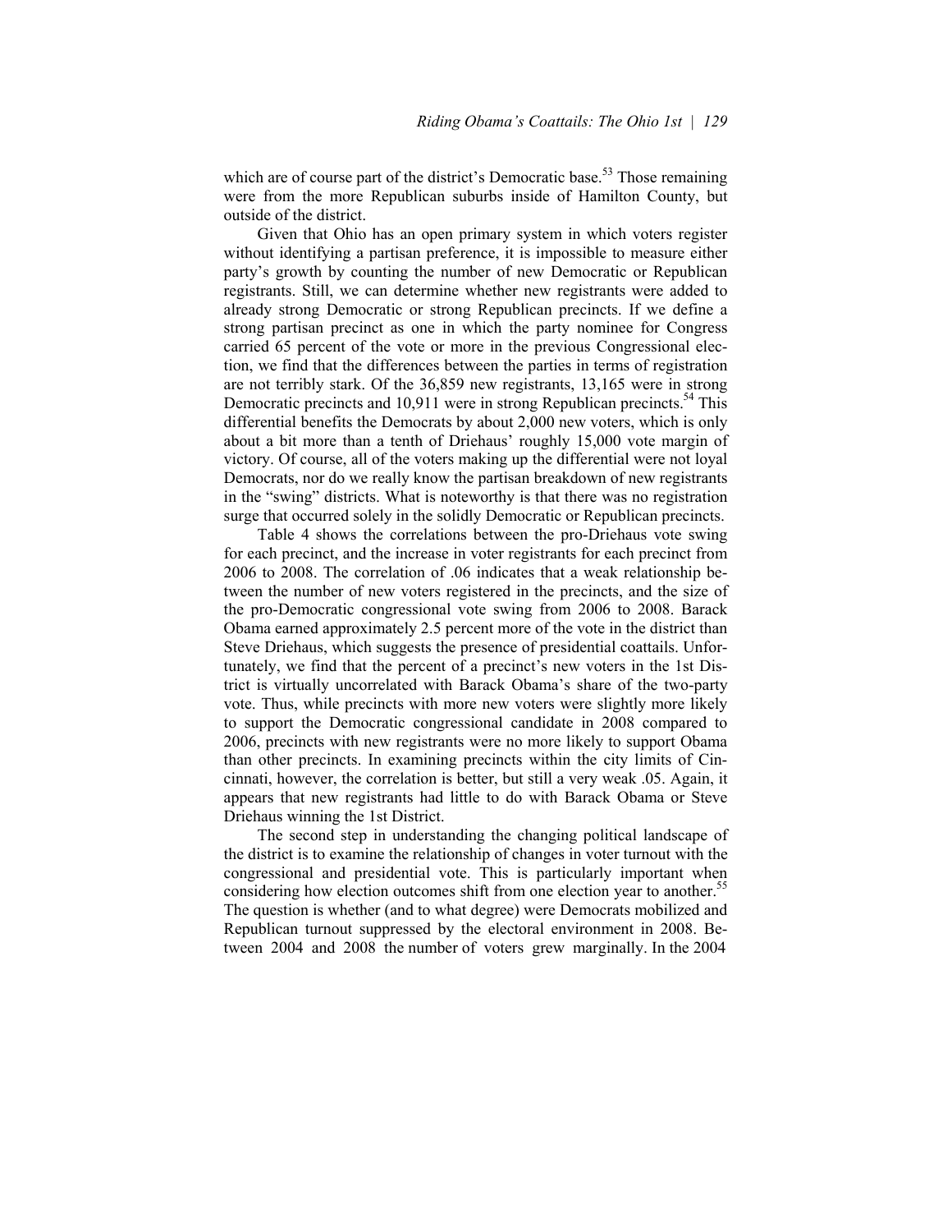which are of course part of the district's Democratic base.[53] Those remaining were from the more Republican suburbs inside of Hamilton County, but outside of the district.

Given that Ohio has an open primary system in which voters register without identifying a partisan preference, it is impossible to measure either party's growth by counting the number of new Democratic or Republican registrants. Still, we can determine whether new registrants were added to already strong Democratic or strong Republican precincts. If we define a strong partisan precinct as one in which the party nominee for Congress carried 65 percent of the vote or more in the previous Congressional election, we find that the differences between the parties in terms of registration are not terribly stark. Of the 36,859 new registrants, 13,165 were in strong Democratic precincts and 10,911 were in strong Republican precincts.[54] This differential benefits the Democrats by about 2,000 new voters, which is only about a bit more than a tenth of Driehaus' roughly 15,000 vote margin of victory. Of course, all of the voters making up the differential were not loyal Democrats, nor do we really know the partisan breakdown of new registrants in the "swing" districts. What is noteworthy is that there was no registration surge that occurred solely in the solidly Democratic or Republican precincts.

Table 4 shows the correlations between the pro-Driehaus vote swing for each precinct, and the increase in voter registrants for each precinct from 2006 to 2008. The correlation of .06 indicates that a weak relationship between the number of new voters registered in the precincts, and the size of the pro-Democratic congressional vote swing from 2006 to 2008. Barack Obama earned approximately 2.5 percent more of the vote in the district than Steve Driehaus, which suggests the presence of presidential coattails. Unfortunately, we find that the percent of a precinct's new voters in the 1st District is virtually uncorrelated with Barack Obama's share of the two-party vote. Thus, while precincts with more new voters were slightly more likely to support the Democratic congressional candidate in 2008 compared to 2006, precincts with new registrants were no more likely to support Obama than other precincts. In examining precincts within the city limits of Cincinnati, however, the correlation is better, but still a very weak .05. Again, it appears that new registrants had little to do with Barack Obama or Steve Driehaus winning the 1st District.

The second step in understanding the changing political landscape of the district is to examine the relationship of changes in voter turnout with the congressional and presidential vote. This is particularly important when considering how election outcomes shift from one election year to another.[55] The question is whether (and to what degree) were Democrats mobilized and Republican turnout suppressed by the electoral environment in 2008. Between 2004 and 2008 the number of voters grew marginally. In the 2004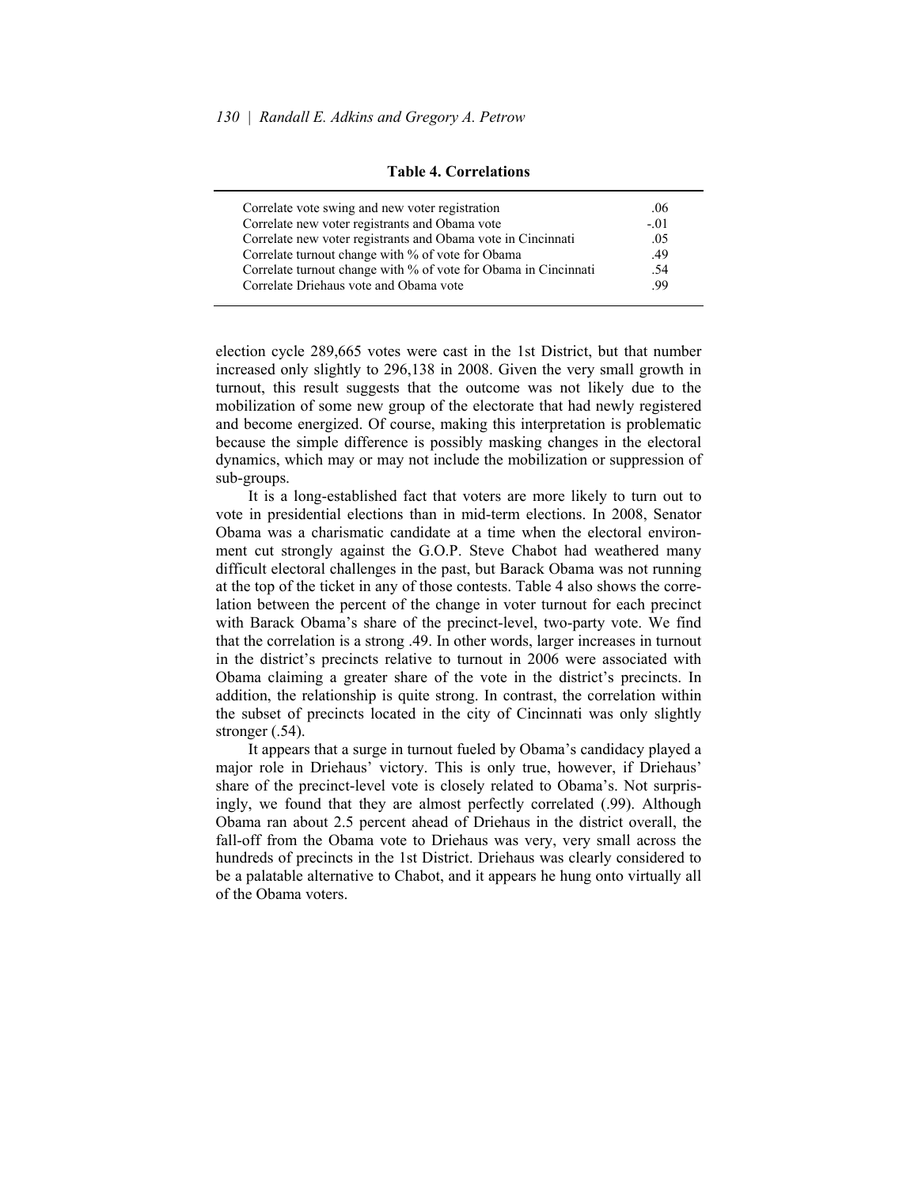**Table 4. Correlations**

| | |
|---|---|
| Correlate vote swing and new voter registration | .06 |
| Correlate new voter registrants and Obama vote | -.01 |
| Correlate new voter registrants and Obama vote in Cincinnati | .05 |
| Correlate turnout change with % of vote for Obama | .49 |
| Correlate turnout change with % of vote for Obama in Cincinnati | .54 |
| Correlate Driehaus vote and Obama vote | .99 |

election cycle 289,665 votes were cast in the 1st District, but that number increased only slightly to 296,138 in 2008. Given the very small growth in turnout, this result suggests that the outcome was not likely due to the mobilization of some new group of the electorate that had newly registered and become energized. Of course, making this interpretation is problematic because the simple difference is possibly masking changes in the electoral dynamics, which may or may not include the mobilization or suppression of sub-groups.

It is a long-established fact that voters are more likely to turn out to vote in presidential elections than in mid-term elections. In 2008, Senator Obama was a charismatic candidate at a time when the electoral environment cut strongly against the G.O.P. Steve Chabot had weathered many difficult electoral challenges in the past, but Barack Obama was not running at the top of the ticket in any of those contests. Table 4 also shows the correlation between the percent of the change in voter turnout for each precinct with Barack Obama's share of the precinct-level, two-party vote. We find that the correlation is a strong .49. In other words, larger increases in turnout in the district's precincts relative to turnout in 2006 were associated with Obama claiming a greater share of the vote in the district's precincts. In addition, the relationship is quite strong. In contrast, the correlation within the subset of precincts located in the city of Cincinnati was only slightly stronger (.54).

It appears that a surge in turnout fueled by Obama's candidacy played a major role in Driehaus' victory. This is only true, however, if Driehaus' share of the precinct-level vote is closely related to Obama's. Not surprisingly, we found that they are almost perfectly correlated (.99). Although Obama ran about 2.5 percent ahead of Driehaus in the district overall, the fall-off from the Obama vote to Driehaus was very, very small across the hundreds of precincts in the 1st District. Driehaus was clearly considered to be a palatable alternative to Chabot, and it appears he hung onto virtually all of the Obama voters.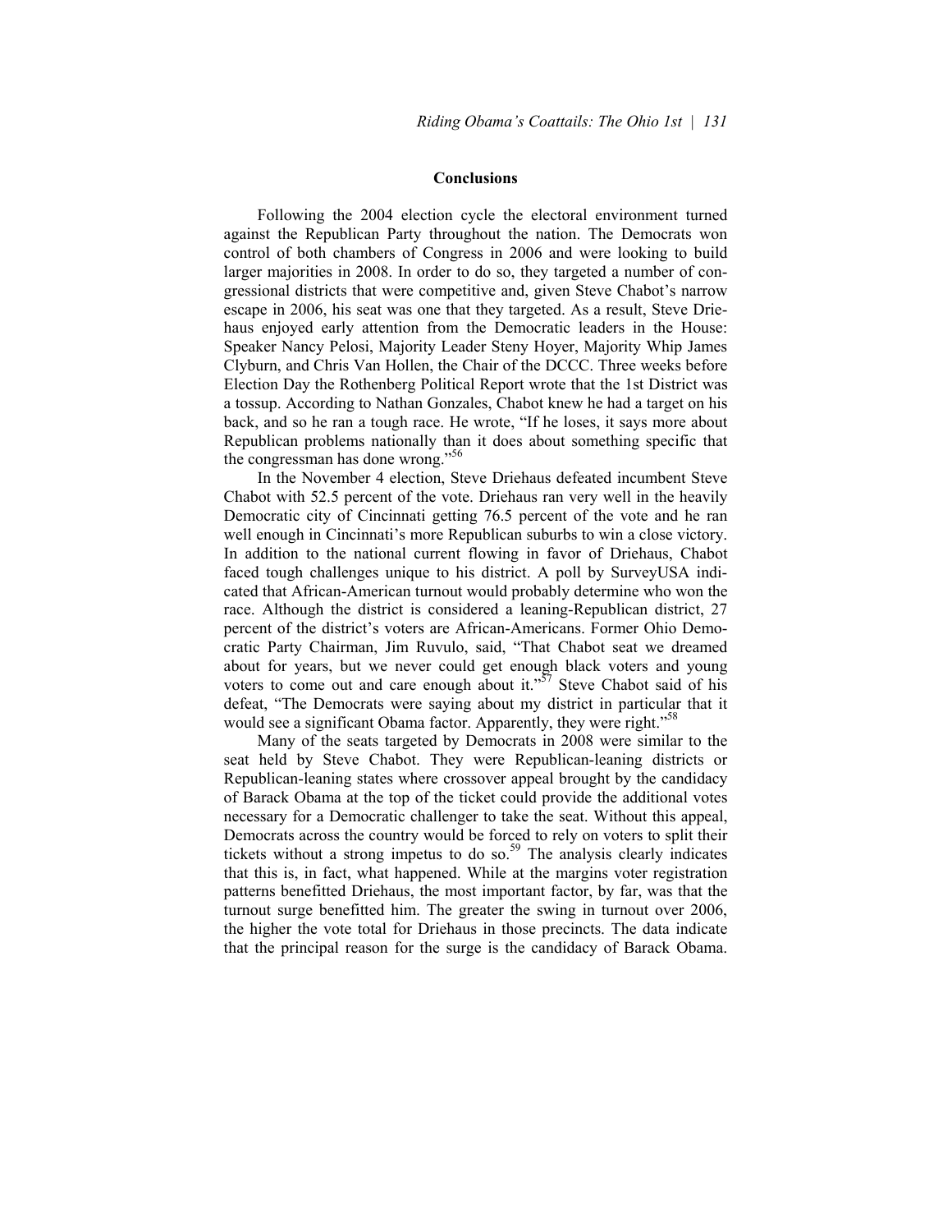### Conclusions

Following the 2004 election cycle the electoral environment turned against the Republican Party throughout the nation. The Democrats won control of both chambers of Congress in 2006 and were looking to build larger majorities in 2008. In order to do so, they targeted a number of congressional districts that were competitive and, given Steve Chabot's narrow escape in 2006, his seat was one that they targeted. As a result, Steve Driehaus enjoyed early attention from the Democratic leaders in the House: Speaker Nancy Pelosi, Majority Leader Steny Hoyer, Majority Whip James Clyburn, and Chris Van Hollen, the Chair of the DCCC. Three weeks before Election Day the Rothenberg Political Report wrote that the 1st District was a tossup. According to Nathan Gonzales, Chabot knew he had a target on his back, and so he ran a tough race. He wrote, "If he loses, it says more about Republican problems nationally than it does about something specific that the congressman has done wrong."[56]

In the November 4 election, Steve Driehaus defeated incumbent Steve Chabot with 52.5 percent of the vote. Driehaus ran very well in the heavily Democratic city of Cincinnati getting 76.5 percent of the vote and he ran well enough in Cincinnati's more Republican suburbs to win a close victory. In addition to the national current flowing in favor of Driehaus, Chabot faced tough challenges unique to his district. A poll by SurveyUSA indicated that African-American turnout would probably determine who won the race. Although the district is considered a leaning-Republican district, 27 percent of the district's voters are African-Americans. Former Ohio Democratic Party Chairman, Jim Ruvulo, said, "That Chabot seat we dreamed about for years, but we never could get enough black voters and young voters to come out and care enough about it."[57] Steve Chabot said of his defeat, "The Democrats were saying about my district in particular that it would see a significant Obama factor. Apparently, they were right."[58]

Many of the seats targeted by Democrats in 2008 were similar to the seat held by Steve Chabot. They were Republican-leaning districts or Republican-leaning states where crossover appeal brought by the candidacy of Barack Obama at the top of the ticket could provide the additional votes necessary for a Democratic challenger to take the seat. Without this appeal, Democrats across the country would be forced to rely on voters to split their tickets without a strong impetus to do so.[59] The analysis clearly indicates that this is, in fact, what happened. While at the margins voter registration patterns benefitted Driehaus, the most important factor, by far, was that the turnout surge benefitted him. The greater the swing in turnout over 2006, the higher the vote total for Driehaus in those precincts. The data indicate that the principal reason for the surge is the candidacy of Barack Obama.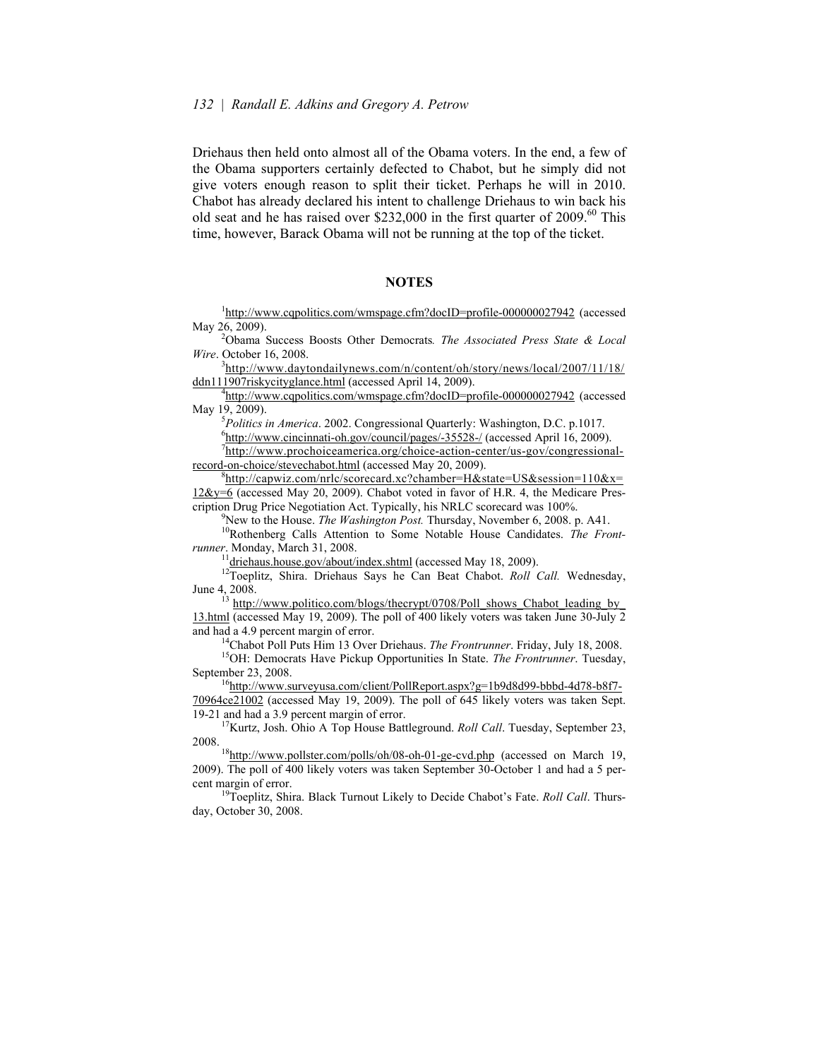Driehaus then held onto almost all of the Obama voters. In the end, a few of the Obama supporters certainly defected to Chabot, but he simply did not give voters enough reason to split their ticket. Perhaps he will in 2010. Chabot has already declared his intent to challenge Driehaus to win back his old seat and he has raised over $232,000 in the first quarter of 2009.[60] This time, however, Barack Obama will not be running at the top of the ticket.

## NOTES

[1]http://www.cqpolitics.com/wmspage.cfm?docID=profile-000000027942 (accessed May 26, 2009).

[2]Obama Success Boosts Other Democrats. *The Associated Press State & Local Wire*. October 16, 2008.

[3]http://www.daytondailynews.com/n/content/oh/story/news/local/2007/11/18/ddn111907riskycityglance.html (accessed April 14, 2009).

[4]http://www.cqpolitics.com/wmspage.cfm?docID=profile-000000027942 (accessed May 19, 2009).

[5]*Politics in America*. 2002. Congressional Quarterly: Washington, D.C. p.1017.

[6]http://www.cincinnati-oh.gov/council/pages/-35528-/ (accessed April 16, 2009).

[7]http://www.prochoiceamerica.org/choice-action-center/us-gov/congressional-record-on-choice/stevechabot.html (accessed May 20, 2009).

[8]http://capwiz.com/nrlc/scorecard.xc?chamber=H&state=US&session=110&x=12&y=6 (accessed May 20, 2009). Chabot voted in favor of H.R. 4, the Medicare Prescription Drug Price Negotiation Act. Typically, his NRLC scorecard was 100%.

[9]New to the House. *The Washington Post.* Thursday, November 6, 2008. p. A41.

[10]Rothenberg Calls Attention to Some Notable House Candidates. *The Frontrunner*. Monday, March 31, 2008.

[11]driehaus.house.gov/about/index.shtml (accessed May 18, 2009).

[12]Toeplitz, Shira. Driehaus Says he Can Beat Chabot. *Roll Call.* Wednesday, June 4, 2008.

[13] http://www.politico.com/blogs/thecrypt/0708/Poll_shows_Chabot_leading_by_13.html (accessed May 19, 2009). The poll of 400 likely voters was taken June 30-July 2 and had a 4.9 percent margin of error.

[14]Chabot Poll Puts Him 13 Over Driehaus. *The Frontrunner*. Friday, July 18, 2008.

[15]OH: Democrats Have Pickup Opportunities In State. *The Frontrunner*. Tuesday, September 23, 2008.

[16]http://www.surveyusa.com/client/PollReport.aspx?g=1b9d8d99-bbbd-4d78-b8f7-70964ce21002 (accessed May 19, 2009). The poll of 645 likely voters was taken Sept. 19-21 and had a 3.9 percent margin of error.

[17]Kurtz, Josh. Ohio A Top House Battleground. *Roll Call*. Tuesday, September 23, 2008.

[18]http://www.pollster.com/polls/oh/08-oh-01-ge-cvd.php (accessed on March 19, 2009). The poll of 400 likely voters was taken September 30-October 1 and had a 5 percent margin of error.

[19]Toeplitz, Shira. Black Turnout Likely to Decide Chabot's Fate. *Roll Call*. Thursday, October 30, 2008.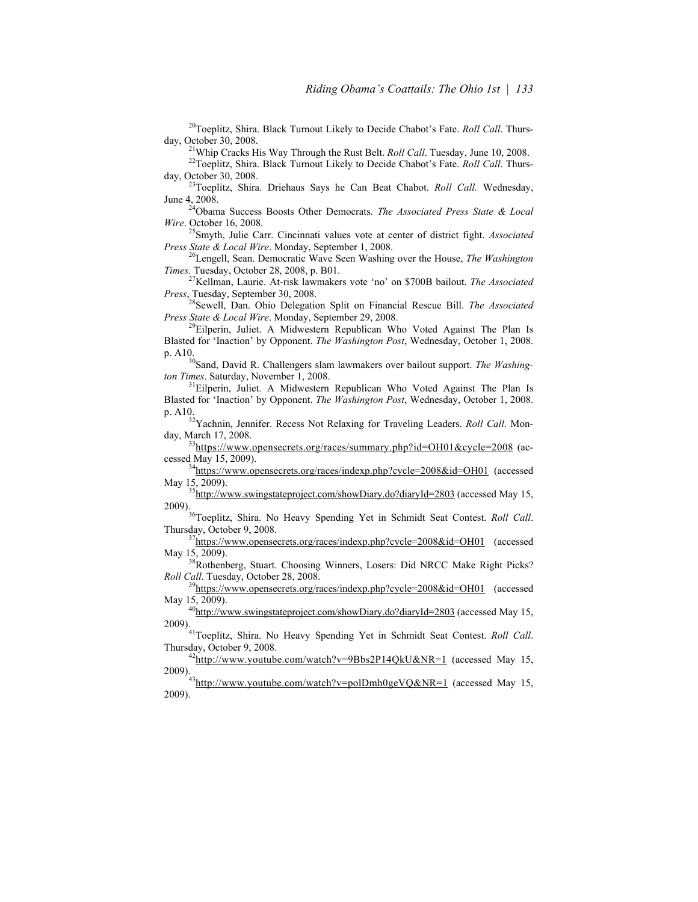[20]Toeplitz, Shira. Black Turnout Likely to Decide Chabot's Fate. *Roll Call*. Thursday, October 30, 2008.

[21]Whip Cracks His Way Through the Rust Belt. *Roll Call*. Tuesday, June 10, 2008.

[22]Toeplitz, Shira. Black Turnout Likely to Decide Chabot's Fate. *Roll Call*. Thursday, October 30, 2008.

[23]Toeplitz, Shira. Driehaus Says he Can Beat Chabot. *Roll Call.* Wednesday, June 4, 2008.

[24]Obama Success Boosts Other Democrats. *The Associated Press State & Local Wire*. October 16, 2008.

[25]Smyth, Julie Carr. Cincinnati values vote at center of district fight. *Associated Press State & Local Wire*. Monday, September 1, 2008.

[26]Lengell, Sean. Democratic Wave Seen Washing over the House, *The Washington Times.* Tuesday, October 28, 2008, p. B01.

[27]Kellman, Laurie. At-risk lawmakers vote 'no' on $700B bailout. *The Associated Press*, Tuesday, September 30, 2008.

[28]Sewell, Dan. Ohio Delegation Split on Financial Rescue Bill. *The Associated Press State & Local Wire*. Monday, September 29, 2008.

[29]Eilperin, Juliet. A Midwestern Republican Who Voted Against The Plan Is Blasted for 'Inaction' by Opponent. *The Washington Post*, Wednesday, October 1, 2008. p. A10.

[30]Sand, David R. Challengers slam lawmakers over bailout support. *The Washington Times*. Saturday, November 1, 2008.

[31]Eilperin, Juliet. A Midwestern Republican Who Voted Against The Plan Is Blasted for 'Inaction' by Opponent. *The Washington Post*, Wednesday, October 1, 2008. p. A10.

[32]Yachnin, Jennifer. Recess Not Relaxing for Traveling Leaders. *Roll Call*. Monday, March 17, 2008.

[33]https://www.opensecrets.org/races/summary.php?id=OH01&cycle=2008 (accessed May 15, 2009).

[34]https://www.opensecrets.org/races/indexp.php?cycle=2008&id=OH01 (accessed May 15, 2009).

[35]http://www.swingstateproject.com/showDiary.do?diaryId=2803 (accessed May 15, 2009).

[36]Toeplitz, Shira. No Heavy Spending Yet in Schmidt Seat Contest. *Roll Call*. Thursday, October 9, 2008.

[37]https://www.opensecrets.org/races/indexp.php?cycle=2008&id=OH01 (accessed May 15, 2009).

[38]Rothenberg, Stuart. Choosing Winners, Losers: Did NRCC Make Right Picks? *Roll Call*. Tuesday, October 28, 2008.

[39]https://www.opensecrets.org/races/indexp.php?cycle=2008&id=OH01 (accessed May 15, 2009).

[40]http://www.swingstateproject.com/showDiary.do?diaryId=2803 (accessed May 15, 2009).

[41]Toeplitz, Shira. No Heavy Spending Yet in Schmidt Seat Contest. *Roll Call*. Thursday, October 9, 2008.

[42]http://www.youtube.com/watch?v=9Bbs2P14QkU&NR=1 (accessed May 15, 2009).

[43]http://www.youtube.com/watch?v=polDmh0geVQ&NR=1 (accessed May 15, 2009).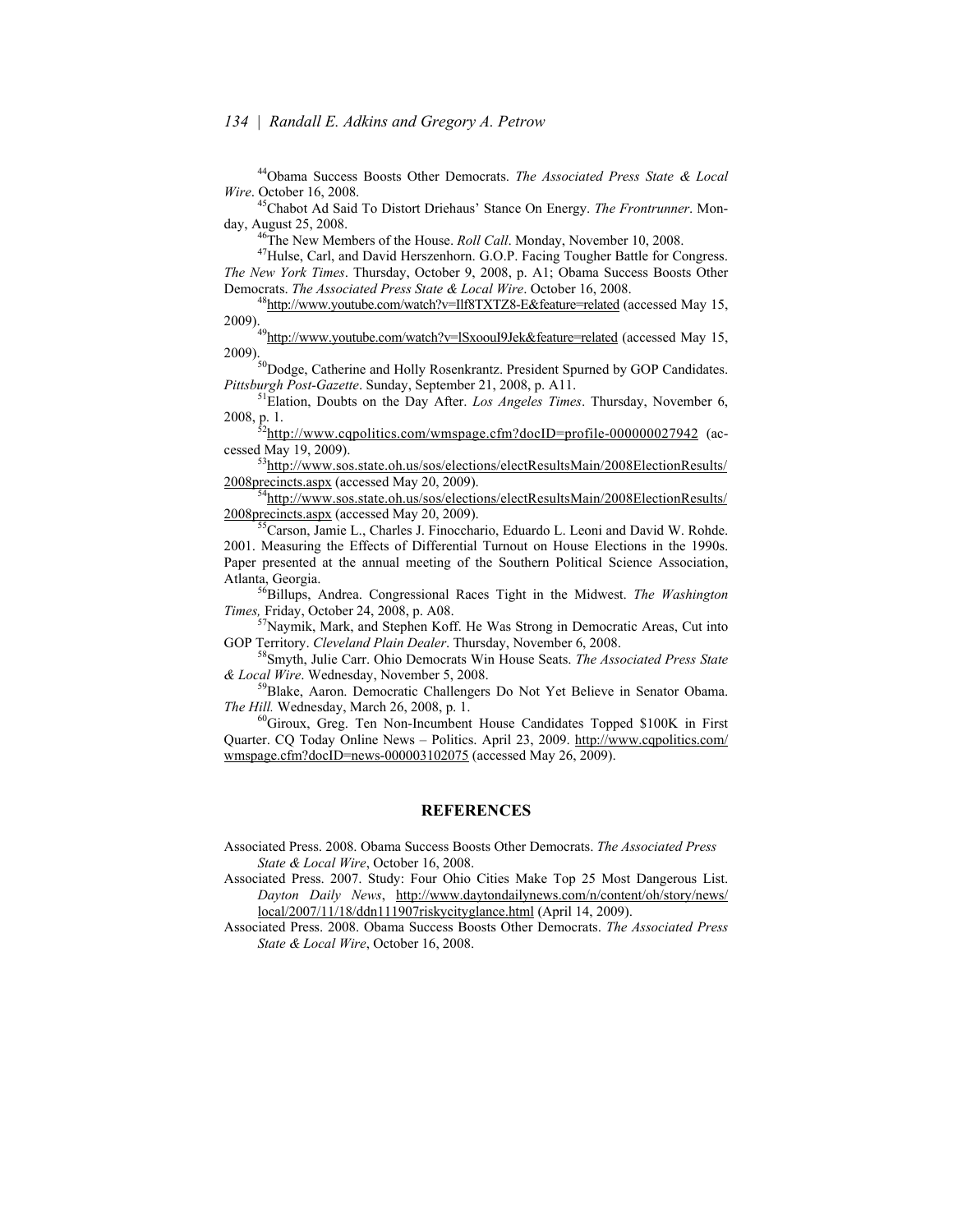[44] Obama Success Boosts Other Democrats. *The Associated Press State & Local Wire*. October 16, 2008.

[45] Chabot Ad Said To Distort Driehaus' Stance On Energy. *The Frontrunner*. Monday, August 25, 2008.

[46] The New Members of the House. *Roll Call*. Monday, November 10, 2008.

[47] Hulse, Carl, and David Herszenhorn. G.O.P. Facing Tougher Battle for Congress. *The New York Times*. Thursday, October 9, 2008, p. A1; Obama Success Boosts Other Democrats. *The Associated Press State & Local Wire*. October 16, 2008.

[48] http://www.youtube.com/watch?v=Ilf8TXTZ8-E&feature=related (accessed May 15, 2009).

[49] http://www.youtube.com/watch?v=lSxoouI9Jek&feature=related (accessed May 15, 2009).

[50] Dodge, Catherine and Holly Rosenkrantz. President Spurned by GOP Candidates. *Pittsburgh Post-Gazette*. Sunday, September 21, 2008, p. A11.

[51] Elation, Doubts on the Day After. *Los Angeles Times*. Thursday, November 6, 2008, p. 1.

[52] http://www.cqpolitics.com/wmspage.cfm?docID=profile-000000027942 (accessed May 19, 2009).

[53] http://www.sos.state.oh.us/sos/elections/electResultsMain/2008ElectionResults/2008precincts.aspx (accessed May 20, 2009).

[54] http://www.sos.state.oh.us/sos/elections/electResultsMain/2008ElectionResults/2008precincts.aspx (accessed May 20, 2009).

[55] Carson, Jamie L., Charles J. Finocchario, Eduardo L. Leoni and David W. Rohde. 2001. Measuring the Effects of Differential Turnout on House Elections in the 1990s. Paper presented at the annual meeting of the Southern Political Science Association, Atlanta, Georgia.

[56] Billups, Andrea. Congressional Races Tight in the Midwest. *The Washington Times,* Friday, October 24, 2008, p. A08.

[57] Naymik, Mark, and Stephen Koff. He Was Strong in Democratic Areas, Cut into GOP Territory. *Cleveland Plain Dealer*. Thursday, November 6, 2008.

[58] Smyth, Julie Carr. Ohio Democrats Win House Seats. *The Associated Press State & Local Wire*. Wednesday, November 5, 2008.

[59] Blake, Aaron. Democratic Challengers Do Not Yet Believe in Senator Obama. *The Hill.* Wednesday, March 26, 2008, p. 1.

[60] Giroux, Greg. Ten Non-Incumbent House Candidates Topped $100K in First Quarter. CQ Today Online News – Politics. April 23, 2009. http://www.cqpolitics.com/wmspage.cfm?docID=news-000003102075 (accessed May 26, 2009).

## REFERENCES

Associated Press. 2008. Obama Success Boosts Other Democrats. *The Associated Press State & Local Wire*, October 16, 2008.

Associated Press. 2007. Study: Four Ohio Cities Make Top 25 Most Dangerous List. *Dayton Daily News*, http://www.daytondailynews.com/n/content/oh/story/news/local/2007/11/18/ddn111907riskycityglance.html (April 14, 2009).

Associated Press. 2008. Obama Success Boosts Other Democrats. *The Associated Press State & Local Wire*, October 16, 2008.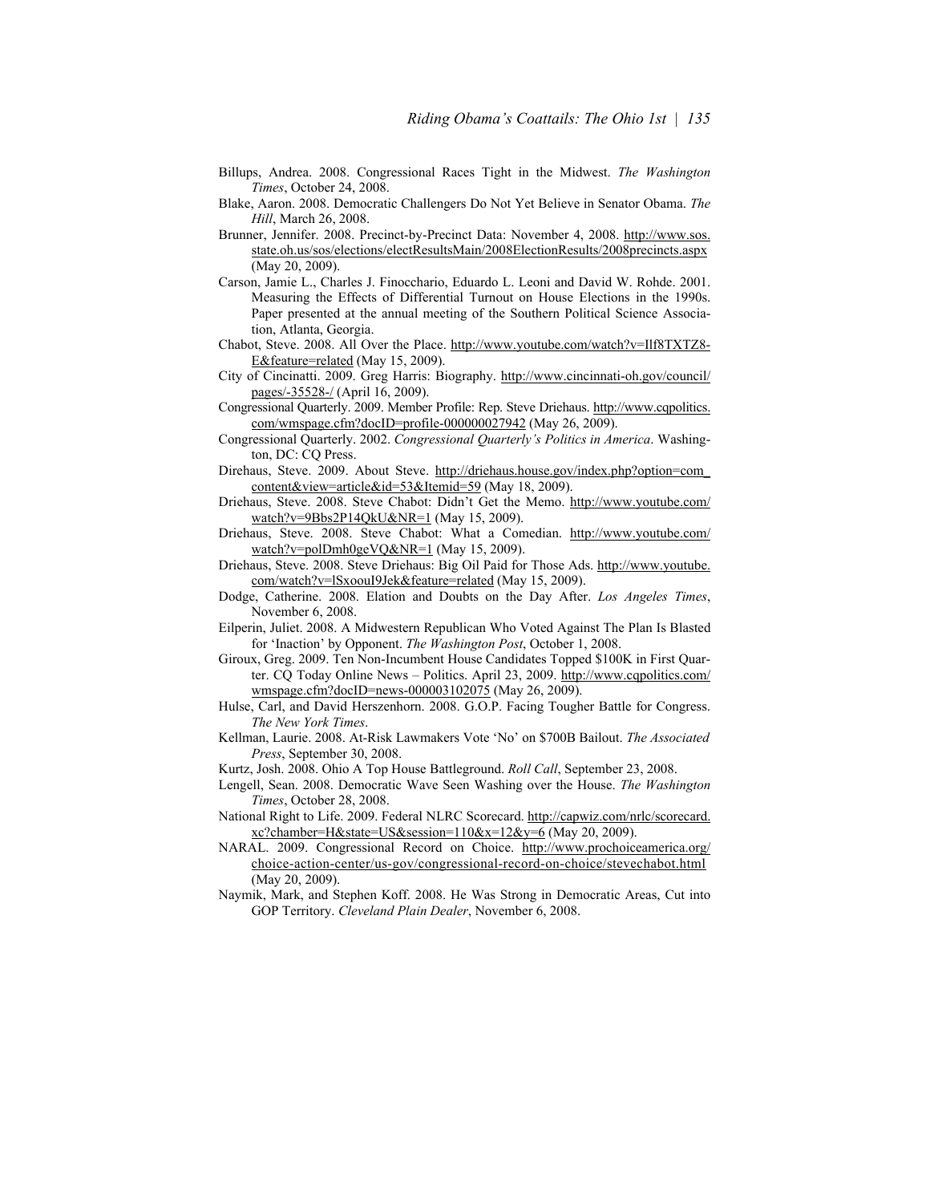Billups, Andrea. 2008. Congressional Races Tight in the Midwest. *The Washington Times*, October 24, 2008.

Blake, Aaron. 2008. Democratic Challengers Do Not Yet Believe in Senator Obama. *The Hill*, March 26, 2008.

Brunner, Jennifer. 2008. Precinct-by-Precinct Data: November 4, 2008. http://www.sos.state.oh.us/sos/elections/electResultsMain/2008ElectionResults/2008precincts.aspx (May 20, 2009).

Carson, Jamie L., Charles J. Finocchario, Eduardo L. Leoni and David W. Rohde. 2001. Measuring the Effects of Differential Turnout on House Elections in the 1990s. Paper presented at the annual meeting of the Southern Political Science Association, Atlanta, Georgia.

Chabot, Steve. 2008. All Over the Place. http://www.youtube.com/watch?v=Ilf8TXTZ8-E&feature=related (May 15, 2009).

City of Cincinatti. 2009. Greg Harris: Biography. http://www.cincinnati-oh.gov/council/pages/-35528-/ (April 16, 2009).

Congressional Quarterly. 2009. Member Profile: Rep. Steve Driehaus. http://www.cqpolitics.com/wmspage.cfm?docID=profile-000000027942 (May 26, 2009).

Congressional Quarterly. 2002. *Congressional Quarterly's Politics in America*. Washington, DC: CQ Press.

Direhaus, Steve. 2009. About Steve. http://driehaus.house.gov/index.php?option=com_content&view=article&id=53&Itemid=59 (May 18, 2009).

Driehaus, Steve. 2008. Steve Chabot: Didn't Get the Memo. http://www.youtube.com/watch?v=9Bbs2P14QkU&NR=1 (May 15, 2009).

Driehaus, Steve. 2008. Steve Chabot: What a Comedian. http://www.youtube.com/watch?v=polDmh0geVQ&NR=1 (May 15, 2009).

Driehaus, Steve. 2008. Steve Driehaus: Big Oil Paid for Those Ads. http://www.youtube.com/watch?v=lSxoouI9Jek&feature=related (May 15, 2009).

Dodge, Catherine. 2008. Elation and Doubts on the Day After. *Los Angeles Times*, November 6, 2008.

Eilperin, Juliet. 2008. A Midwestern Republican Who Voted Against The Plan Is Blasted for 'Inaction' by Opponent. *The Washington Post*, October 1, 2008.

Giroux, Greg. 2009. Ten Non-Incumbent House Candidates Topped $100K in First Quarter. CQ Today Online News – Politics. April 23, 2009. http://www.cqpolitics.com/wmspage.cfm?docID=news-000003102075 (May 26, 2009).

Hulse, Carl, and David Herszenhorn. 2008. G.O.P. Facing Tougher Battle for Congress. *The New York Times*.

Kellman, Laurie. 2008. At-Risk Lawmakers Vote 'No' on $700B Bailout. *The Associated Press*, September 30, 2008.

Kurtz, Josh. 2008. Ohio A Top House Battleground. *Roll Call*, September 23, 2008.

Lengell, Sean. 2008. Democratic Wave Seen Washing over the House. *The Washington Times*, October 28, 2008.

National Right to Life. 2009. Federal NLRC Scorecard. http://capwiz.com/nrlc/scorecard.xc?chamber=H&state=US&session=110&x=12&y=6 (May 20, 2009).

NARAL. 2009. Congressional Record on Choice. http://www.prochoiceamerica.org/choice-action-center/us-gov/congressional-record-on-choice/stevechabot.html (May 20, 2009).

Naymik, Mark, and Stephen Koff. 2008. He Was Strong in Democratic Areas, Cut into GOP Territory. *Cleveland Plain Dealer*, November 6, 2008.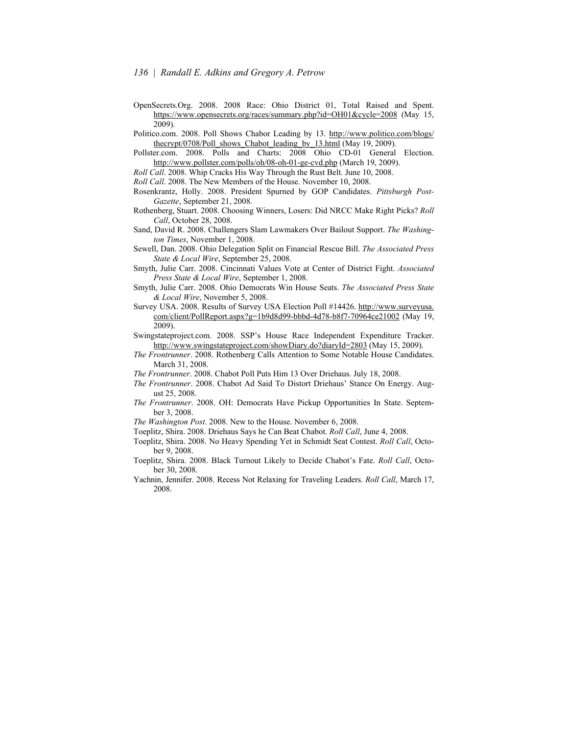OpenSecrets.Org. 2008. 2008 Race: Ohio District 01, Total Raised and Spent. https://www.opensecrets.org/races/summary.php?id=OH01&cycle=2008 (May 15, 2009).

Politico.com. 2008. Poll Shows Chabor Leading by 13. http://www.politico.com/blogs/thecrypt/0708/Poll_shows_Chabot_leading_by_13.html (May 19, 2009).

Pollster.com. 2008. Polls and Charts: 2008 Ohio CD-01 General Election. http://www.pollster.com/polls/oh/08-oh-01-ge-cvd.php (March 19, 2009).

*Roll Call*. 2008. Whip Cracks His Way Through the Rust Belt. June 10, 2008.

*Roll Call*. 2008. The New Members of the House. November 10, 2008.

Rosenkrantz, Holly. 2008. President Spurned by GOP Candidates. *Pittsburgh Post-Gazette*, September 21, 2008.

Rothenberg, Stuart. 2008. Choosing Winners, Losers: Did NRCC Make Right Picks? *Roll Call*, October 28, 2008.

Sand, David R. 2008. Challengers Slam Lawmakers Over Bailout Support. *The Washington Times*, November 1, 2008.

Sewell, Dan. 2008. Ohio Delegation Split on Financial Rescue Bill. *The Associated Press State & Local Wire*, September 25, 2008.

Smyth, Julie Carr. 2008. Cincinnati Values Vote at Center of District Fight. *Associated Press State & Local Wire*, September 1, 2008.

Smyth, Julie Carr. 2008. Ohio Democrats Win House Seats. *The Associated Press State & Local Wire*, November 5, 2008.

Survey USA. 2008. Results of Survey USA Election Poll #14426. http://www.surveyusa.com/client/PollReport.aspx?g=1b9d8d99-bbbd-4d78-b8f7-70964ce21002 (May 19, 2009).

Swingstateproject.com. 2008. SSP's House Race Independent Expenditure Tracker. http://www.swingstateproject.com/showDiary.do?diaryId=2803 (May 15, 2009).

*The Frontrunner*. 2008. Rothenberg Calls Attention to Some Notable House Candidates. March 31, 2008.

*The Frontrunner*. 2008. Chabot Poll Puts Him 13 Over Driehaus. July 18, 2008.

*The Frontrunner*. 2008. Chabot Ad Said To Distort Driehaus' Stance On Energy. August 25, 2008.

*The Frontrunner*. 2008. OH: Democrats Have Pickup Opportunities In State. September 3, 2008.

*The Washington Post*. 2008. New to the House. November 6, 2008.

Toeplitz, Shira. 2008. Driehaus Says he Can Beat Chabot. *Roll Call*, June 4, 2008.

Toeplitz, Shira. 2008. No Heavy Spending Yet in Schmidt Seat Contest. *Roll Call*, October 9, 2008.

Toeplitz, Shira. 2008. Black Turnout Likely to Decide Chabot's Fate. *Roll Call*, October 30, 2008.

Yachnin, Jennifer. 2008. Recess Not Relaxing for Traveling Leaders. *Roll Call*, March 17, 2008.